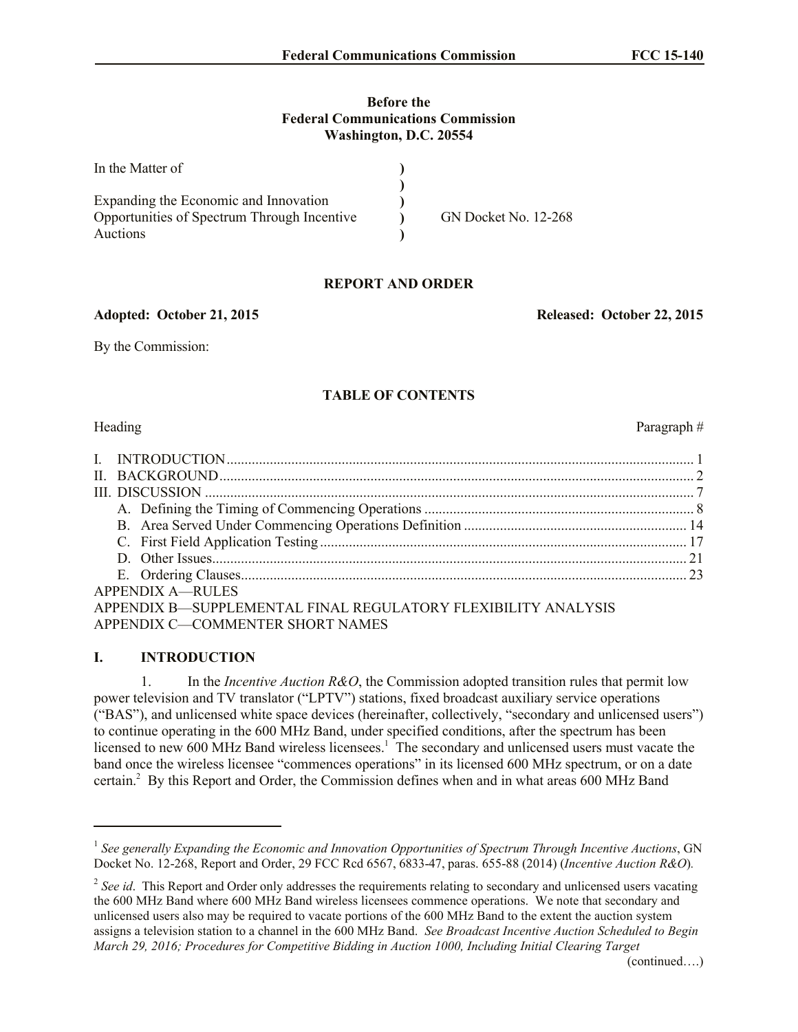**Before the**
**Federal Communications Commission**
**Washington, D.C. 20554**

| | | |
|---|---|---|
| In the Matter of | ) | |
| | ) | |
| Expanding the Economic and Innovation | ) | |
| Opportunities of Spectrum Through Incentive | ) | GN Docket No. 12-268 |
| Auctions | ) | |

**REPORT AND ORDER**

**Adopted: October 21, 2015** **Released: October 22, 2015**

By the Commission:

**TABLE OF CONTENTS**

| Heading | Paragraph # |
|---|---|
| I. INTRODUCTION | 1 |
| II. BACKGROUND | 2 |
| III. DISCUSSION | 7 |
| A. Defining the Timing of Commencing Operations | 8 |
| B. Area Served Under Commencing Operations Definition | 14 |
| C. First Field Application Testing | 17 |
| D. Other Issues | 21 |
| E. Ordering Clauses | 23 |
| APPENDIX A—RULES | |
| APPENDIX B—SUPPLEMENTAL FINAL REGULATORY FLEXIBILITY ANALYSIS | |
| APPENDIX C—COMMENTER SHORT NAMES | |

## I. INTRODUCTION

1. In the *Incentive Auction R&O*, the Commission adopted transition rules that permit low power television and TV translator ("LPTV") stations, fixed broadcast auxiliary service operations ("BAS"), and unlicensed white space devices (hereinafter, collectively, "secondary and unlicensed users") to continue operating in the 600 MHz Band, under specified conditions, after the spectrum has been licensed to new 600 MHz Band wireless licensees.[1] The secondary and unlicensed users must vacate the band once the wireless licensee "commences operations" in its licensed 600 MHz spectrum, or on a date certain.[2] By this Report and Order, the Commission defines when and in what areas 600 MHz Band

---

[1] *See generally Expanding the Economic and Innovation Opportunities of Spectrum Through Incentive Auctions*, GN Docket No. 12-268, Report and Order, 29 FCC Rcd 6567, 6833-47, paras. 655-88 (2014) (*Incentive Auction R&O*).

[2] *See id*. This Report and Order only addresses the requirements relating to secondary and unlicensed users vacating the 600 MHz Band where 600 MHz Band wireless licensees commence operations. We note that secondary and unlicensed users also may be required to vacate portions of the 600 MHz Band to the extent the auction system assigns a television station to a channel in the 600 MHz Band. *See Broadcast Incentive Auction Scheduled to Begin March 29, 2016; Procedures for Competitive Bidding in Auction 1000, Including Initial Clearing Target*

(continued….)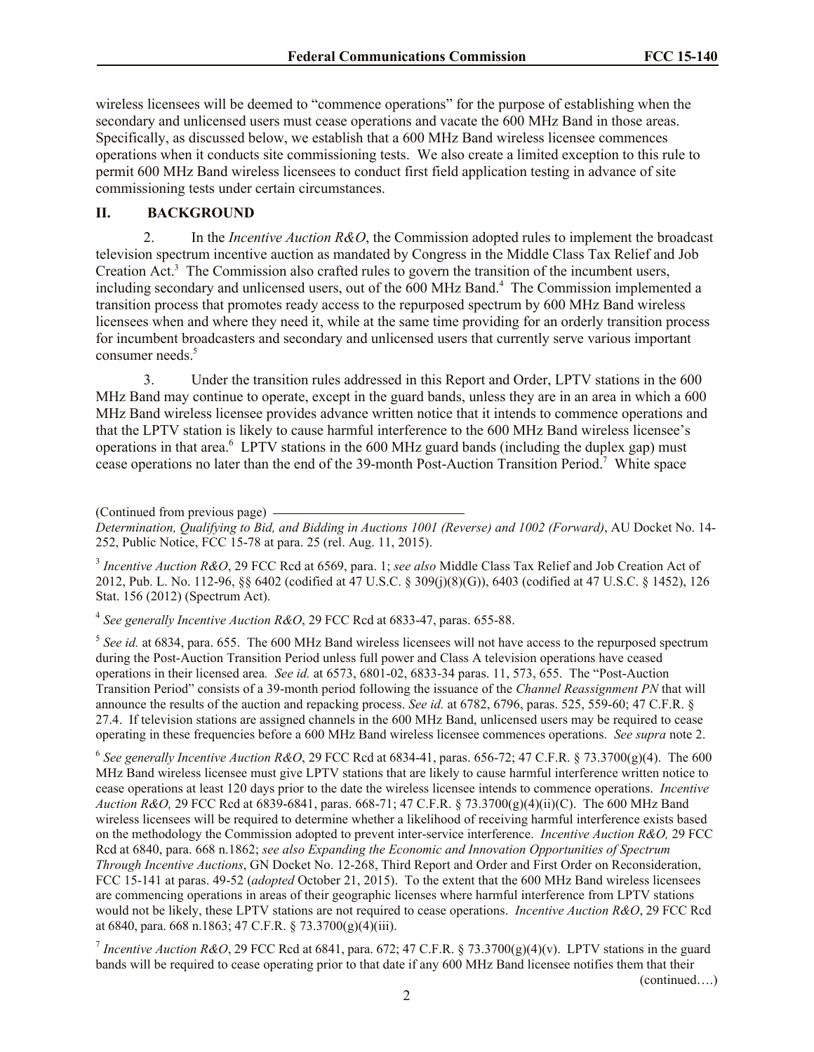wireless licensees will be deemed to "commence operations" for the purpose of establishing when the secondary and unlicensed users must cease operations and vacate the 600 MHz Band in those areas. Specifically, as discussed below, we establish that a 600 MHz Band wireless licensee commences operations when it conducts site commissioning tests. We also create a limited exception to this rule to permit 600 MHz Band wireless licensees to conduct first field application testing in advance of site commissioning tests under certain circumstances.

## II. BACKGROUND

2. In the *Incentive Auction R&O*, the Commission adopted rules to implement the broadcast television spectrum incentive auction as mandated by Congress in the Middle Class Tax Relief and Job Creation Act.[3] The Commission also crafted rules to govern the transition of the incumbent users, including secondary and unlicensed users, out of the 600 MHz Band.[4] The Commission implemented a transition process that promotes ready access to the repurposed spectrum by 600 MHz Band wireless licensees when and where they need it, while at the same time providing for an orderly transition process for incumbent broadcasters and secondary and unlicensed users that currently serve various important consumer needs.[5]

3. Under the transition rules addressed in this Report and Order, LPTV stations in the 600 MHz Band may continue to operate, except in the guard bands, unless they are in an area in which a 600 MHz Band wireless licensee provides advance written notice that it intends to commence operations and that the LPTV station is likely to cause harmful interference to the 600 MHz Band wireless licensee's operations in that area.[6] LPTV stations in the 600 MHz guard bands (including the duplex gap) must cease operations no later than the end of the 39-month Post-Auction Transition Period.[7] White space

---

(Continued from previous page) *Determination, Qualifying to Bid, and Bidding in Auctions 1001 (Reverse) and 1002 (Forward)*, AU Docket No. 14-252, Public Notice, FCC 15-78 at para. 25 (rel. Aug. 11, 2015).

[3] *Incentive Auction R&O*, 29 FCC Rcd at 6569, para. 1; *see also* Middle Class Tax Relief and Job Creation Act of 2012, Pub. L. No. 112-96, §§ 6402 (codified at 47 U.S.C. § 309(j)(8)(G)), 6403 (codified at 47 U.S.C. § 1452), 126 Stat. 156 (2012) (Spectrum Act).

[4] *See generally Incentive Auction R&O*, 29 FCC Rcd at 6833-47, paras. 655-88.

[5] *See id.* at 6834, para. 655. The 600 MHz Band wireless licensees will not have access to the repurposed spectrum during the Post-Auction Transition Period unless full power and Class A television operations have ceased operations in their licensed area. *See id.* at 6573, 6801-02, 6833-34 paras. 11, 573, 655. The "Post-Auction Transition Period" consists of a 39-month period following the issuance of the *Channel Reassignment PN* that will announce the results of the auction and repacking process. *See id.* at 6782, 6796, paras. 525, 559-60; 47 C.F.R. § 27.4. If television stations are assigned channels in the 600 MHz Band, unlicensed users may be required to cease operating in these frequencies before a 600 MHz Band wireless licensee commences operations. *See supra* note 2.

[6] *See generally Incentive Auction R&O*, 29 FCC Rcd at 6834-41, paras. 656-72; 47 C.F.R. § 73.3700(g)(4). The 600 MHz Band wireless licensee must give LPTV stations that are likely to cause harmful interference written notice to cease operations at least 120 days prior to the date the wireless licensee intends to commence operations. *Incentive Auction R&O,* 29 FCC Rcd at 6839-6841, paras. 668-71; 47 C.F.R. § 73.3700(g)(4)(ii)(C). The 600 MHz Band wireless licensees will be required to determine whether a likelihood of receiving harmful interference exists based on the methodology the Commission adopted to prevent inter-service interference. *Incentive Auction R&O,* 29 FCC Rcd at 6840, para. 668 n.1862; *see also Expanding the Economic and Innovation Opportunities of Spectrum Through Incentive Auctions*, GN Docket No. 12-268, Third Report and Order and First Order on Reconsideration, FCC 15-141 at paras. 49-52 (*adopted* October 21, 2015). To the extent that the 600 MHz Band wireless licensees are commencing operations in areas of their geographic licenses where harmful interference from LPTV stations would not be likely, these LPTV stations are not required to cease operations. *Incentive Auction R&O*, 29 FCC Rcd at 6840, para. 668 n.1863; 47 C.F.R. § 73.3700(g)(4)(iii).

[7] *Incentive Auction R&O*, 29 FCC Rcd at 6841, para. 672; 47 C.F.R. § 73.3700(g)(4)(v). LPTV stations in the guard bands will be required to cease operating prior to that date if any 600 MHz Band licensee notifies them that their (continued….)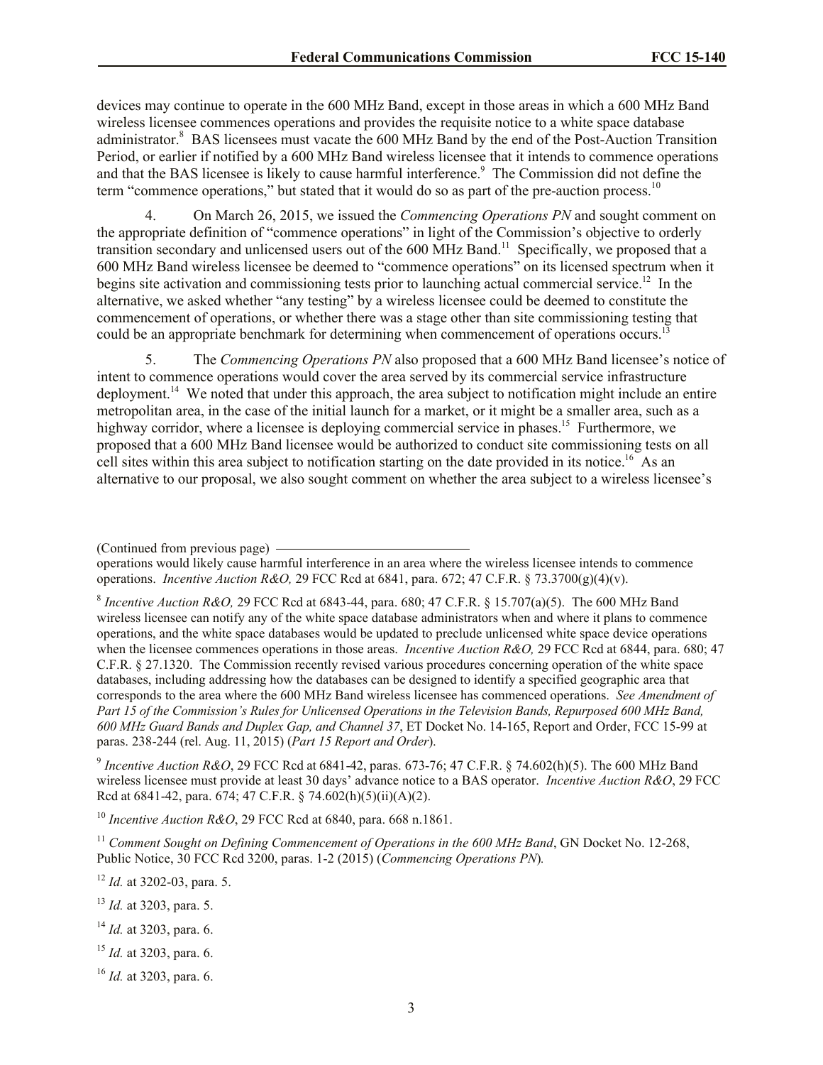devices may continue to operate in the 600 MHz Band, except in those areas in which a 600 MHz Band wireless licensee commences operations and provides the requisite notice to a white space database administrator.[8] BAS licensees must vacate the 600 MHz Band by the end of the Post-Auction Transition Period, or earlier if notified by a 600 MHz Band wireless licensee that it intends to commence operations and that the BAS licensee is likely to cause harmful interference.[9] The Commission did not define the term "commence operations," but stated that it would do so as part of the pre-auction process.[10]

4. On March 26, 2015, we issued the *Commencing Operations PN* and sought comment on the appropriate definition of "commence operations" in light of the Commission's objective to orderly transition secondary and unlicensed users out of the 600 MHz Band.[11] Specifically, we proposed that a 600 MHz Band wireless licensee be deemed to "commence operations" on its licensed spectrum when it begins site activation and commissioning tests prior to launching actual commercial service.[12] In the alternative, we asked whether "any testing" by a wireless licensee could be deemed to constitute the commencement of operations, or whether there was a stage other than site commissioning testing that could be an appropriate benchmark for determining when commencement of operations occurs.[13]

5. The *Commencing Operations PN* also proposed that a 600 MHz Band licensee's notice of intent to commence operations would cover the area served by its commercial service infrastructure deployment.[14] We noted that under this approach, the area subject to notification might include an entire metropolitan area, in the case of the initial launch for a market, or it might be a smaller area, such as a highway corridor, where a licensee is deploying commercial service in phases.[15] Furthermore, we proposed that a 600 MHz Band licensee would be authorized to conduct site commissioning tests on all cell sites within this area subject to notification starting on the date provided in its notice.[16] As an alternative to our proposal, we also sought comment on whether the area subject to a wireless licensee's

(Continued from previous page)
operations would likely cause harmful interference in an area where the wireless licensee intends to commence operations. *Incentive Auction R&O,* 29 FCC Rcd at 6841, para. 672; 47 C.F.R. § 73.3700(g)(4)(v).

[8] *Incentive Auction R&O,* 29 FCC Rcd at 6843-44, para. 680; 47 C.F.R. § 15.707(a)(5). The 600 MHz Band wireless licensee can notify any of the white space database administrators when and where it plans to commence operations, and the white space databases would be updated to preclude unlicensed white space device operations when the licensee commences operations in those areas. *Incentive Auction R&O,* 29 FCC Rcd at 6844, para. 680; 47 C.F.R. § 27.1320. The Commission recently revised various procedures concerning operation of the white space databases, including addressing how the databases can be designed to identify a specified geographic area that corresponds to the area where the 600 MHz Band wireless licensee has commenced operations. *See Amendment of Part 15 of the Commission's Rules for Unlicensed Operations in the Television Bands, Repurposed 600 MHz Band, 600 MHz Guard Bands and Duplex Gap, and Channel 37*, ET Docket No. 14-165, Report and Order, FCC 15-99 at paras. 238-244 (rel. Aug. 11, 2015) (*Part 15 Report and Order*).

[9] *Incentive Auction R&O*, 29 FCC Rcd at 6841-42, paras. 673-76; 47 C.F.R. § 74.602(h)(5). The 600 MHz Band wireless licensee must provide at least 30 days' advance notice to a BAS operator. *Incentive Auction R&O*, 29 FCC Rcd at 6841-42, para. 674; 47 C.F.R. § 74.602(h)(5)(ii)(A)(2).

[10] *Incentive Auction R&O*, 29 FCC Rcd at 6840, para. 668 n.1861.

[11] *Comment Sought on Defining Commencement of Operations in the 600 MHz Band*, GN Docket No. 12-268, Public Notice, 30 FCC Rcd 3200, paras. 1-2 (2015) (*Commencing Operations PN*).

[12] *Id.* at 3202-03, para. 5.

[13] *Id.* at 3203, para. 5.

[14] *Id.* at 3203, para. 6.

[15] *Id.* at 3203, para. 6.

[16] *Id.* at 3203, para. 6.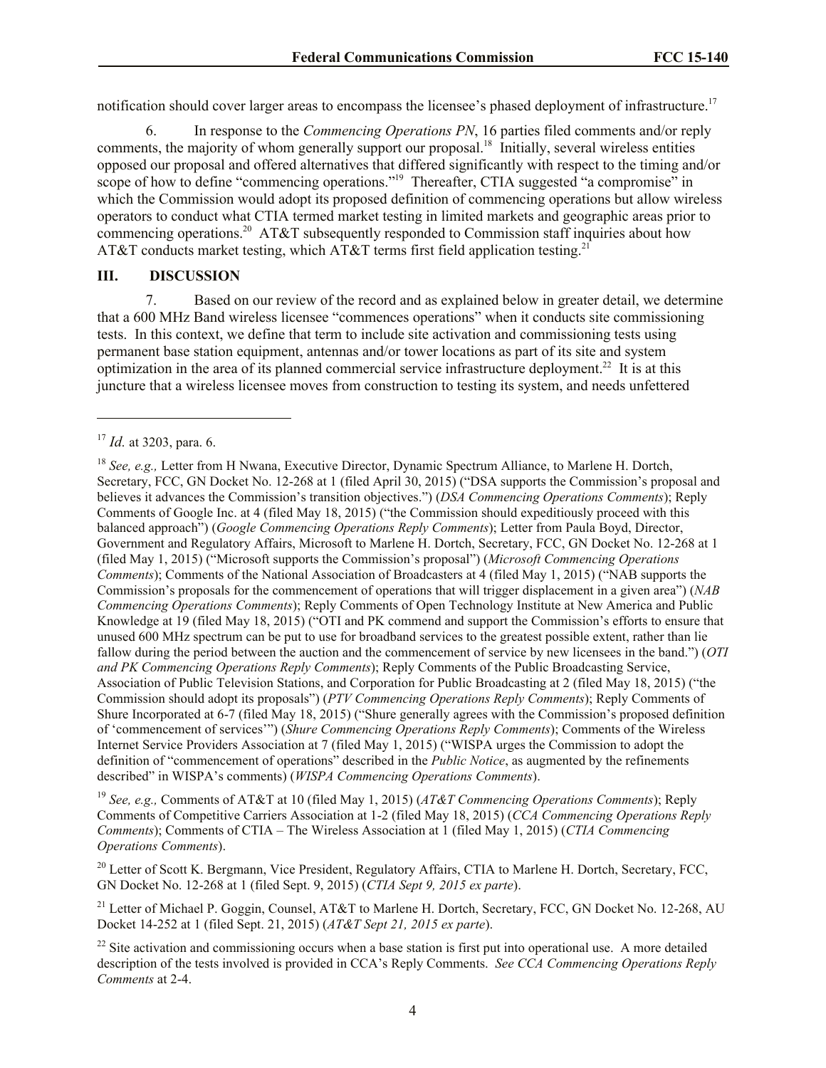notification should cover larger areas to encompass the licensee's phased deployment of infrastructure.[17]

6. In response to the *Commencing Operations PN*, 16 parties filed comments and/or reply comments, the majority of whom generally support our proposal.[18] Initially, several wireless entities opposed our proposal and offered alternatives that differed significantly with respect to the timing and/or scope of how to define "commencing operations."[19] Thereafter, CTIA suggested "a compromise" in which the Commission would adopt its proposed definition of commencing operations but allow wireless operators to conduct what CTIA termed market testing in limited markets and geographic areas prior to commencing operations.[20] AT&T subsequently responded to Commission staff inquiries about how AT&T conducts market testing, which AT&T terms first field application testing.[21]

## III. DISCUSSION

7. Based on our review of the record and as explained below in greater detail, we determine that a 600 MHz Band wireless licensee "commences operations" when it conducts site commissioning tests. In this context, we define that term to include site activation and commissioning tests using permanent base station equipment, antennas and/or tower locations as part of its site and system optimization in the area of its planned commercial service infrastructure deployment.[22] It is at this juncture that a wireless licensee moves from construction to testing its system, and needs unfettered

---

[17] *Id.* at 3203, para. 6.

[18] *See, e.g.,* Letter from H Nwana, Executive Director, Dynamic Spectrum Alliance, to Marlene H. Dortch, Secretary, FCC, GN Docket No. 12-268 at 1 (filed April 30, 2015) ("DSA supports the Commission's proposal and believes it advances the Commission's transition objectives.") (*DSA Commencing Operations Comments*); Reply Comments of Google Inc. at 4 (filed May 18, 2015) ("the Commission should expeditiously proceed with this balanced approach") (*Google Commencing Operations Reply Comments*); Letter from Paula Boyd, Director, Government and Regulatory Affairs, Microsoft to Marlene H. Dortch, Secretary, FCC, GN Docket No. 12-268 at 1 (filed May 1, 2015) ("Microsoft supports the Commission's proposal") (*Microsoft Commencing Operations Comments*); Comments of the National Association of Broadcasters at 4 (filed May 1, 2015) ("NAB supports the Commission's proposals for the commencement of operations that will trigger displacement in a given area") (*NAB Commencing Operations Comments*); Reply Comments of Open Technology Institute at New America and Public Knowledge at 19 (filed May 18, 2015) ("OTI and PK commend and support the Commission's efforts to ensure that unused 600 MHz spectrum can be put to use for broadband services to the greatest possible extent, rather than lie fallow during the period between the auction and the commencement of service by new licensees in the band.") (*OTI and PK Commencing Operations Reply Comments*); Reply Comments of the Public Broadcasting Service, Association of Public Television Stations, and Corporation for Public Broadcasting at 2 (filed May 18, 2015) ("the Commission should adopt its proposals") (*PTV Commencing Operations Reply Comments*); Reply Comments of Shure Incorporated at 6-7 (filed May 18, 2015) ("Shure generally agrees with the Commission's proposed definition of 'commencement of services'") (*Shure Commencing Operations Reply Comments*); Comments of the Wireless Internet Service Providers Association at 7 (filed May 1, 2015) ("WISPA urges the Commission to adopt the definition of "commencement of operations" described in the *Public Notice*, as augmented by the refinements described" in WISPA's comments) (*WISPA Commencing Operations Comments*).

[19] *See, e.g.,* Comments of AT&T at 10 (filed May 1, 2015) (*AT&T Commencing Operations Comments*); Reply Comments of Competitive Carriers Association at 1-2 (filed May 18, 2015) (*CCA Commencing Operations Reply Comments*); Comments of CTIA – The Wireless Association at 1 (filed May 1, 2015) (*CTIA Commencing Operations Comments*).

[20] Letter of Scott K. Bergmann, Vice President, Regulatory Affairs, CTIA to Marlene H. Dortch, Secretary, FCC, GN Docket No. 12-268 at 1 (filed Sept. 9, 2015) (*CTIA Sept 9, 2015 ex parte*).

[21] Letter of Michael P. Goggin, Counsel, AT&T to Marlene H. Dortch, Secretary, FCC, GN Docket No. 12-268, AU Docket 14-252 at 1 (filed Sept. 21, 2015) (*AT&T Sept 21, 2015 ex parte*).

[22] Site activation and commissioning occurs when a base station is first put into operational use. A more detailed description of the tests involved is provided in CCA's Reply Comments. *See CCA Commencing Operations Reply Comments* at 2-4.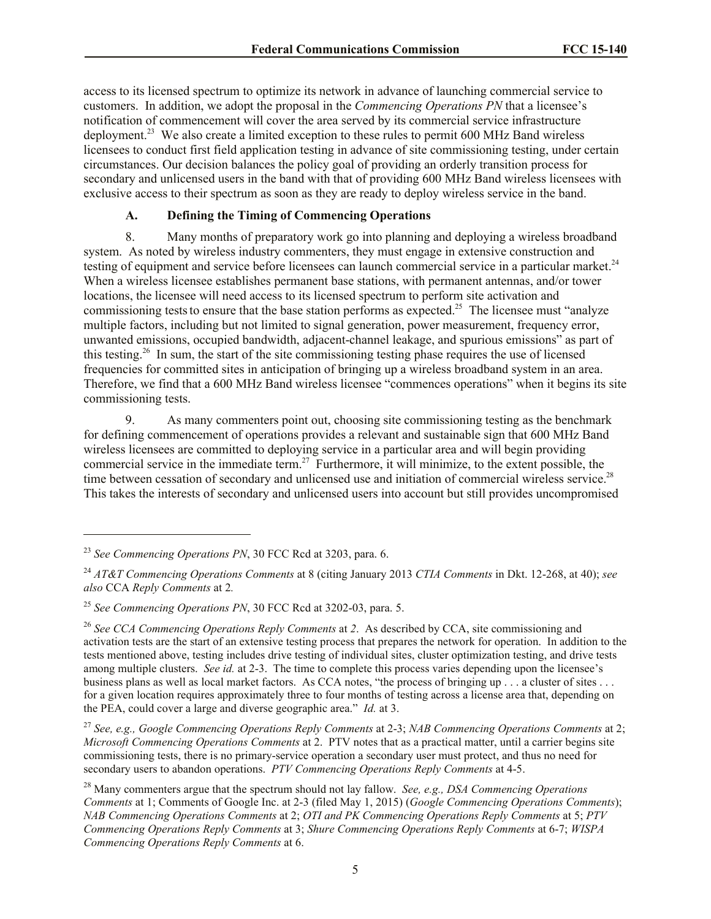access to its licensed spectrum to optimize its network in advance of launching commercial service to customers. In addition, we adopt the proposal in the *Commencing Operations PN* that a licensee's notification of commencement will cover the area served by its commercial service infrastructure deployment.[23] We also create a limited exception to these rules to permit 600 MHz Band wireless licensees to conduct first field application testing in advance of site commissioning testing, under certain circumstances. Our decision balances the policy goal of providing an orderly transition process for secondary and unlicensed users in the band with that of providing 600 MHz Band wireless licensees with exclusive access to their spectrum as soon as they are ready to deploy wireless service in the band.

### A. Defining the Timing of Commencing Operations

8. Many months of preparatory work go into planning and deploying a wireless broadband system. As noted by wireless industry commenters, they must engage in extensive construction and testing of equipment and service before licensees can launch commercial service in a particular market.[24] When a wireless licensee establishes permanent base stations, with permanent antennas, and/or tower locations, the licensee will need access to its licensed spectrum to perform site activation and commissioning tests to ensure that the base station performs as expected.[25] The licensee must "analyze multiple factors, including but not limited to signal generation, power measurement, frequency error, unwanted emissions, occupied bandwidth, adjacent-channel leakage, and spurious emissions" as part of this testing.[26] In sum, the start of the site commissioning testing phase requires the use of licensed frequencies for committed sites in anticipation of bringing up a wireless broadband system in an area. Therefore, we find that a 600 MHz Band wireless licensee "commences operations" when it begins its site commissioning tests.

9. As many commenters point out, choosing site commissioning testing as the benchmark for defining commencement of operations provides a relevant and sustainable sign that 600 MHz Band wireless licensees are committed to deploying service in a particular area and will begin providing commercial service in the immediate term.[27] Furthermore, it will minimize, to the extent possible, the time between cessation of secondary and unlicensed use and initiation of commercial wireless service.[28] This takes the interests of secondary and unlicensed users into account but still provides uncompromised

---

[23] *See Commencing Operations PN*, 30 FCC Rcd at 3203, para. 6.

[24] *AT&T Commencing Operations Comments* at 8 (citing January 2013 *CTIA Comments* in Dkt. 12-268, at 40); *see also* CCA *Reply Comments* at 2*.*

[25] *See Commencing Operations PN*, 30 FCC Rcd at 3202-03, para. 5.

[26] *See CCA Commencing Operations Reply Comments* at *2*. As described by CCA, site commissioning and activation tests are the start of an extensive testing process that prepares the network for operation. In addition to the tests mentioned above, testing includes drive testing of individual sites, cluster optimization testing, and drive tests among multiple clusters. *See id.* at 2-3. The time to complete this process varies depending upon the licensee's business plans as well as local market factors. As CCA notes, "the process of bringing up . . . a cluster of sites . . . for a given location requires approximately three to four months of testing across a license area that, depending on the PEA, could cover a large and diverse geographic area." *Id.* at 3.

[27] *See, e.g., Google Commencing Operations Reply Comments* at 2-3; *NAB Commencing Operations Comments* at 2; *Microsoft Commencing Operations Comments* at 2. PTV notes that as a practical matter, until a carrier begins site commissioning tests, there is no primary-service operation a secondary user must protect, and thus no need for secondary users to abandon operations. *PTV Commencing Operations Reply Comments* at 4-5.

[28] Many commenters argue that the spectrum should not lay fallow. *See, e.g., DSA Commencing Operations Comments* at 1; Comments of Google Inc. at 2-3 (filed May 1, 2015) (*Google Commencing Operations Comments*); *NAB Commencing Operations Comments* at 2; *OTI and PK Commencing Operations Reply Comments* at 5; *PTV Commencing Operations Reply Comments* at 3; *Shure Commencing Operations Reply Comments* at 6-7; *WISPA Commencing Operations Reply Comments* at 6.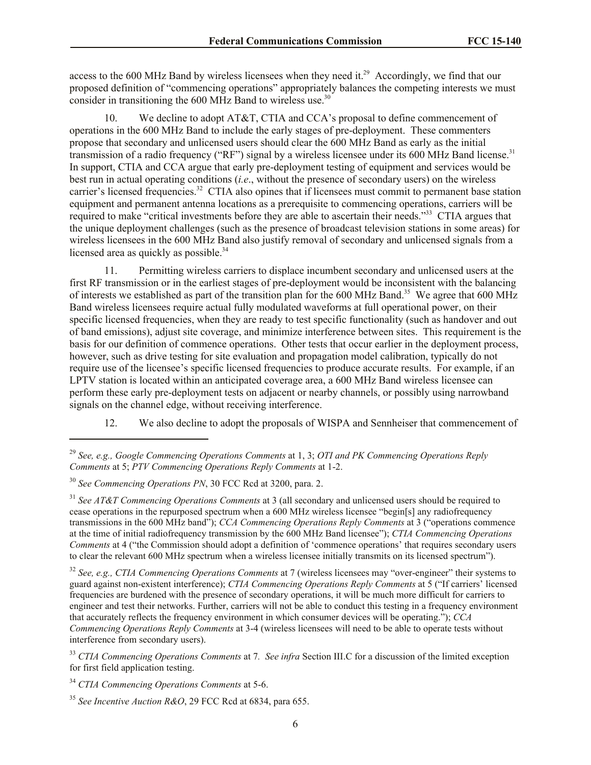access to the 600 MHz Band by wireless licensees when they need it.[29] Accordingly, we find that our proposed definition of "commencing operations" appropriately balances the competing interests we must consider in transitioning the 600 MHz Band to wireless use.[30]

10. We decline to adopt AT&T, CTIA and CCA's proposal to define commencement of operations in the 600 MHz Band to include the early stages of pre-deployment. These commenters propose that secondary and unlicensed users should clear the 600 MHz Band as early as the initial transmission of a radio frequency ("RF") signal by a wireless licensee under its 600 MHz Band license.[31] In support, CTIA and CCA argue that early pre-deployment testing of equipment and services would be best run in actual operating conditions (*i.e*., without the presence of secondary users) on the wireless carrier's licensed frequencies.[32] CTIA also opines that if licensees must commit to permanent base station equipment and permanent antenna locations as a prerequisite to commencing operations, carriers will be required to make "critical investments before they are able to ascertain their needs."[33] CTIA argues that the unique deployment challenges (such as the presence of broadcast television stations in some areas) for wireless licensees in the 600 MHz Band also justify removal of secondary and unlicensed signals from a licensed area as quickly as possible.[34]

11. Permitting wireless carriers to displace incumbent secondary and unlicensed users at the first RF transmission or in the earliest stages of pre-deployment would be inconsistent with the balancing of interests we established as part of the transition plan for the 600 MHz Band.[35] We agree that 600 MHz Band wireless licensees require actual fully modulated waveforms at full operational power, on their specific licensed frequencies, when they are ready to test specific functionality (such as handover and out of band emissions), adjust site coverage, and minimize interference between sites. This requirement is the basis for our definition of commence operations. Other tests that occur earlier in the deployment process, however, such as drive testing for site evaluation and propagation model calibration, typically do not require use of the licensee's specific licensed frequencies to produce accurate results. For example, if an LPTV station is located within an anticipated coverage area, a 600 MHz Band wireless licensee can perform these early pre-deployment tests on adjacent or nearby channels, or possibly using narrowband signals on the channel edge, without receiving interference.

12. We also decline to adopt the proposals of WISPA and Sennheiser that commencement of

---

[29] *See, e.g., Google Commencing Operations Comments* at 1, 3; *OTI and PK Commencing Operations Reply Comments* at 5; *PTV Commencing Operations Reply Comments* at 1-2.

[30] *See Commencing Operations PN*, 30 FCC Rcd at 3200, para. 2.

[31] *See AT&T Commencing Operations Comments* at 3 (all secondary and unlicensed users should be required to cease operations in the repurposed spectrum when a 600 MHz wireless licensee "begin[s] any radiofrequency transmissions in the 600 MHz band"); *CCA Commencing Operations Reply Comments* at 3 ("operations commence at the time of initial radiofrequency transmission by the 600 MHz Band licensee"); *CTIA Commencing Operations Comments* at 4 ("the Commission should adopt a definition of 'commence operations' that requires secondary users to clear the relevant 600 MHz spectrum when a wireless licensee initially transmits on its licensed spectrum").

[32] *See, e.g., CTIA Commencing Operations Comments* at 7 (wireless licensees may "over-engineer" their systems to guard against non-existent interference); *CTIA Commencing Operations Reply Comments* at 5 ("If carriers' licensed frequencies are burdened with the presence of secondary operations, it will be much more difficult for carriers to engineer and test their networks. Further, carriers will not be able to conduct this testing in a frequency environment that accurately reflects the frequency environment in which consumer devices will be operating."); *CCA Commencing Operations Reply Comments* at 3-4 (wireless licensees will need to be able to operate tests without interference from secondary users).

[33] *CTIA Commencing Operations Comments* at 7. *See infra* Section III.C for a discussion of the limited exception for first field application testing.

[34] *CTIA Commencing Operations Comments* at 5-6.

[35] *See Incentive Auction R&O*, 29 FCC Rcd at 6834, para 655.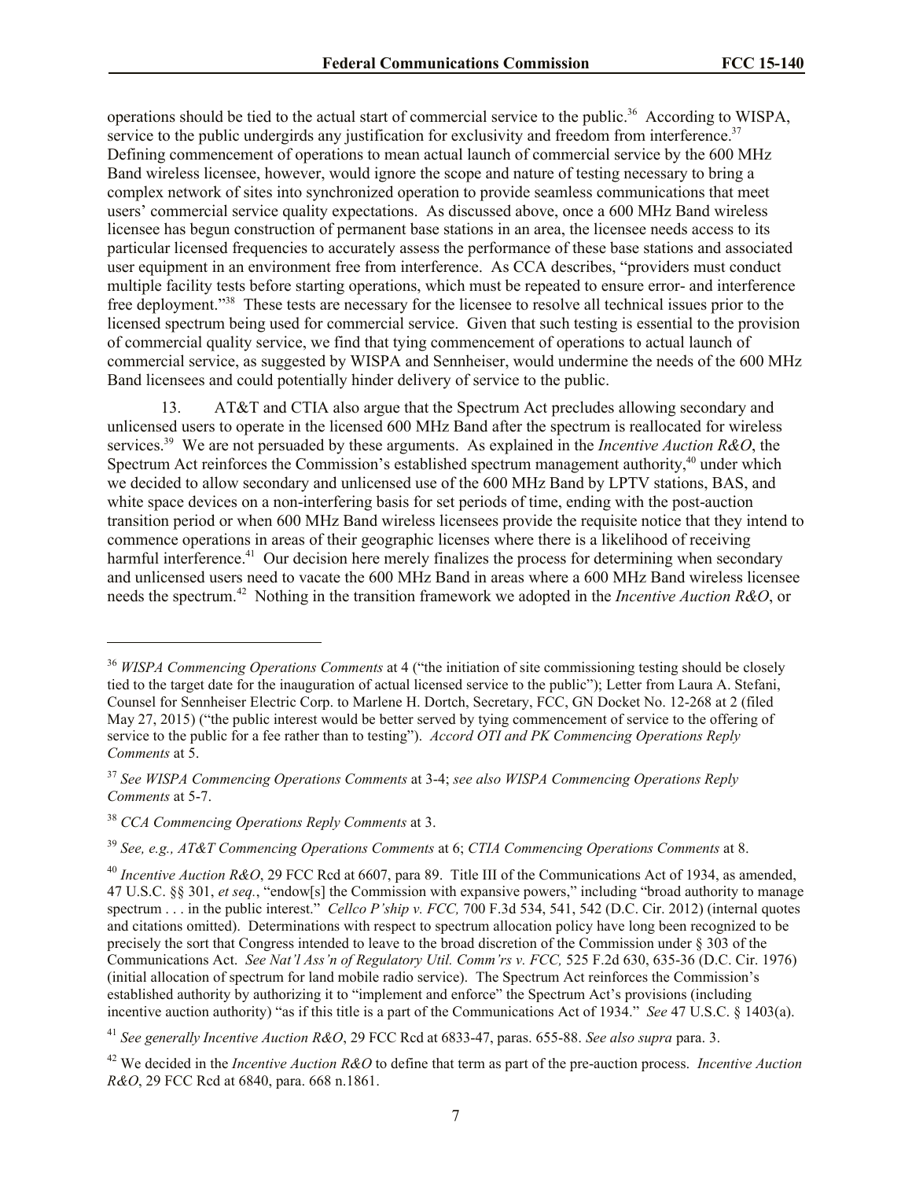operations should be tied to the actual start of commercial service to the public.[36] According to WISPA, service to the public undergirds any justification for exclusivity and freedom from interference.[37] Defining commencement of operations to mean actual launch of commercial service by the 600 MHz Band wireless licensee, however, would ignore the scope and nature of testing necessary to bring a complex network of sites into synchronized operation to provide seamless communications that meet users' commercial service quality expectations. As discussed above, once a 600 MHz Band wireless licensee has begun construction of permanent base stations in an area, the licensee needs access to its particular licensed frequencies to accurately assess the performance of these base stations and associated user equipment in an environment free from interference. As CCA describes, "providers must conduct multiple facility tests before starting operations, which must be repeated to ensure error- and interference free deployment."[38] These tests are necessary for the licensee to resolve all technical issues prior to the licensed spectrum being used for commercial service. Given that such testing is essential to the provision of commercial quality service, we find that tying commencement of operations to actual launch of commercial service, as suggested by WISPA and Sennheiser, would undermine the needs of the 600 MHz Band licensees and could potentially hinder delivery of service to the public.

13. AT&T and CTIA also argue that the Spectrum Act precludes allowing secondary and unlicensed users to operate in the licensed 600 MHz Band after the spectrum is reallocated for wireless services.[39] We are not persuaded by these arguments. As explained in the *Incentive Auction R&O*, the Spectrum Act reinforces the Commission's established spectrum management authority,[40] under which we decided to allow secondary and unlicensed use of the 600 MHz Band by LPTV stations, BAS, and white space devices on a non-interfering basis for set periods of time, ending with the post-auction transition period or when 600 MHz Band wireless licensees provide the requisite notice that they intend to commence operations in areas of their geographic licenses where there is a likelihood of receiving harmful interference.[41] Our decision here merely finalizes the process for determining when secondary and unlicensed users need to vacate the 600 MHz Band in areas where a 600 MHz Band wireless licensee needs the spectrum.[42] Nothing in the transition framework we adopted in the *Incentive Auction R&O*, or

---

[36] *WISPA Commencing Operations Comments* at 4 ("the initiation of site commissioning testing should be closely tied to the target date for the inauguration of actual licensed service to the public"); Letter from Laura A. Stefani, Counsel for Sennheiser Electric Corp. to Marlene H. Dortch, Secretary, FCC, GN Docket No. 12-268 at 2 (filed May 27, 2015) ("the public interest would be better served by tying commencement of service to the offering of service to the public for a fee rather than to testing"). *Accord OTI and PK Commencing Operations Reply Comments* at 5.

[37] *See WISPA Commencing Operations Comments* at 3-4; *see also WISPA Commencing Operations Reply Comments* at 5-7.

[38] *CCA Commencing Operations Reply Comments* at 3.

[39] *See, e.g., AT&T Commencing Operations Comments* at 6; *CTIA Commencing Operations Comments* at 8.

[40] *Incentive Auction R&O*, 29 FCC Rcd at 6607, para 89. Title III of the Communications Act of 1934, as amended, 47 U.S.C. §§ 301, *et seq.*, "endow[s] the Commission with expansive powers," including "broad authority to manage spectrum . . . in the public interest." *Cellco P'ship v. FCC,* 700 F.3d 534, 541, 542 (D.C. Cir. 2012) (internal quotes and citations omitted). Determinations with respect to spectrum allocation policy have long been recognized to be precisely the sort that Congress intended to leave to the broad discretion of the Commission under § 303 of the Communications Act. *See Nat'l Ass'n of Regulatory Util. Comm'rs v. FCC,* 525 F.2d 630, 635-36 (D.C. Cir. 1976) (initial allocation of spectrum for land mobile radio service). The Spectrum Act reinforces the Commission's established authority by authorizing it to "implement and enforce" the Spectrum Act's provisions (including incentive auction authority) "as if this title is a part of the Communications Act of 1934." *See* 47 U.S.C. § 1403(a).

[41] *See generally Incentive Auction R&O*, 29 FCC Rcd at 6833-47, paras. 655-88. *See also supra* para. 3.

[42] We decided in the *Incentive Auction R&O* to define that term as part of the pre-auction process. *Incentive Auction R&O*, 29 FCC Rcd at 6840, para. 668 n.1861.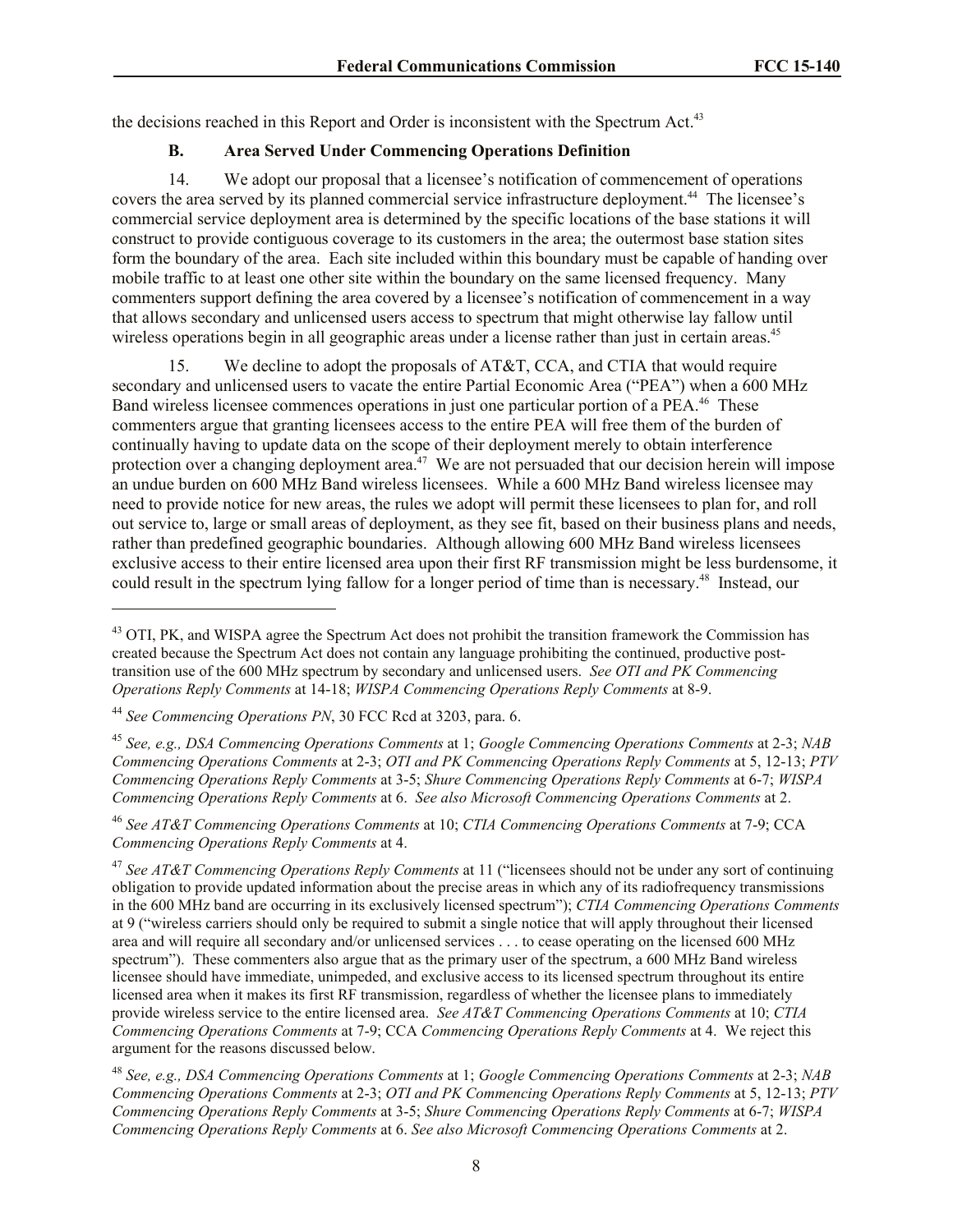the decisions reached in this Report and Order is inconsistent with the Spectrum Act.[43]

### B. Area Served Under Commencing Operations Definition

14. We adopt our proposal that a licensee's notification of commencement of operations covers the area served by its planned commercial service infrastructure deployment.[44] The licensee's commercial service deployment area is determined by the specific locations of the base stations it will construct to provide contiguous coverage to its customers in the area; the outermost base station sites form the boundary of the area. Each site included within this boundary must be capable of handing over mobile traffic to at least one other site within the boundary on the same licensed frequency. Many commenters support defining the area covered by a licensee's notification of commencement in a way that allows secondary and unlicensed users access to spectrum that might otherwise lay fallow until wireless operations begin in all geographic areas under a license rather than just in certain areas.[45]

15. We decline to adopt the proposals of AT&T, CCA, and CTIA that would require secondary and unlicensed users to vacate the entire Partial Economic Area ("PEA") when a 600 MHz Band wireless licensee commences operations in just one particular portion of a PEA.[46] These commenters argue that granting licensees access to the entire PEA will free them of the burden of continually having to update data on the scope of their deployment merely to obtain interference protection over a changing deployment area.[47] We are not persuaded that our decision herein will impose an undue burden on 600 MHz Band wireless licensees. While a 600 MHz Band wireless licensee may need to provide notice for new areas, the rules we adopt will permit these licensees to plan for, and roll out service to, large or small areas of deployment, as they see fit, based on their business plans and needs, rather than predefined geographic boundaries. Although allowing 600 MHz Band wireless licensees exclusive access to their entire licensed area upon their first RF transmission might be less burdensome, it could result in the spectrum lying fallow for a longer period of time than is necessary.[48] Instead, our

---

[43] OTI, PK, and WISPA agree the Spectrum Act does not prohibit the transition framework the Commission has created because the Spectrum Act does not contain any language prohibiting the continued, productive post-transition use of the 600 MHz spectrum by secondary and unlicensed users. *See OTI and PK Commencing Operations Reply Comments* at 14-18; *WISPA Commencing Operations Reply Comments* at 8-9.

[44] *See Commencing Operations PN*, 30 FCC Rcd at 3203, para. 6.

[45] *See, e.g., DSA Commencing Operations Comments* at 1; *Google Commencing Operations Comments* at 2-3; *NAB Commencing Operations Comments* at 2-3; *OTI and PK Commencing Operations Reply Comments* at 5, 12-13; *PTV Commencing Operations Reply Comments* at 3-5; *Shure Commencing Operations Reply Comments* at 6-7; *WISPA Commencing Operations Reply Comments* at 6. *See also Microsoft Commencing Operations Comments* at 2.

[46] *See AT&T Commencing Operations Comments* at 10; *CTIA Commencing Operations Comments* at 7-9; CCA *Commencing Operations Reply Comments* at 4.

[47] *See AT&T Commencing Operations Reply Comments* at 11 ("licensees should not be under any sort of continuing obligation to provide updated information about the precise areas in which any of its radiofrequency transmissions in the 600 MHz band are occurring in its exclusively licensed spectrum"); *CTIA Commencing Operations Comments* at 9 ("wireless carriers should only be required to submit a single notice that will apply throughout their licensed area and will require all secondary and/or unlicensed services . . . to cease operating on the licensed 600 MHz spectrum"). These commenters also argue that as the primary user of the spectrum, a 600 MHz Band wireless licensee should have immediate, unimpeded, and exclusive access to its licensed spectrum throughout its entire licensed area when it makes its first RF transmission, regardless of whether the licensee plans to immediately provide wireless service to the entire licensed area. *See AT&T Commencing Operations Comments* at 10; *CTIA Commencing Operations Comments* at 7-9; CCA *Commencing Operations Reply Comments* at 4. We reject this argument for the reasons discussed below.

[48] *See, e.g., DSA Commencing Operations Comments* at 1; *Google Commencing Operations Comments* at 2-3; *NAB Commencing Operations Comments* at 2-3; *OTI and PK Commencing Operations Reply Comments* at 5, 12-13; *PTV Commencing Operations Reply Comments* at 3-5; *Shure Commencing Operations Reply Comments* at 6-7; *WISPA Commencing Operations Reply Comments* at 6. *See also Microsoft Commencing Operations Comments* at 2.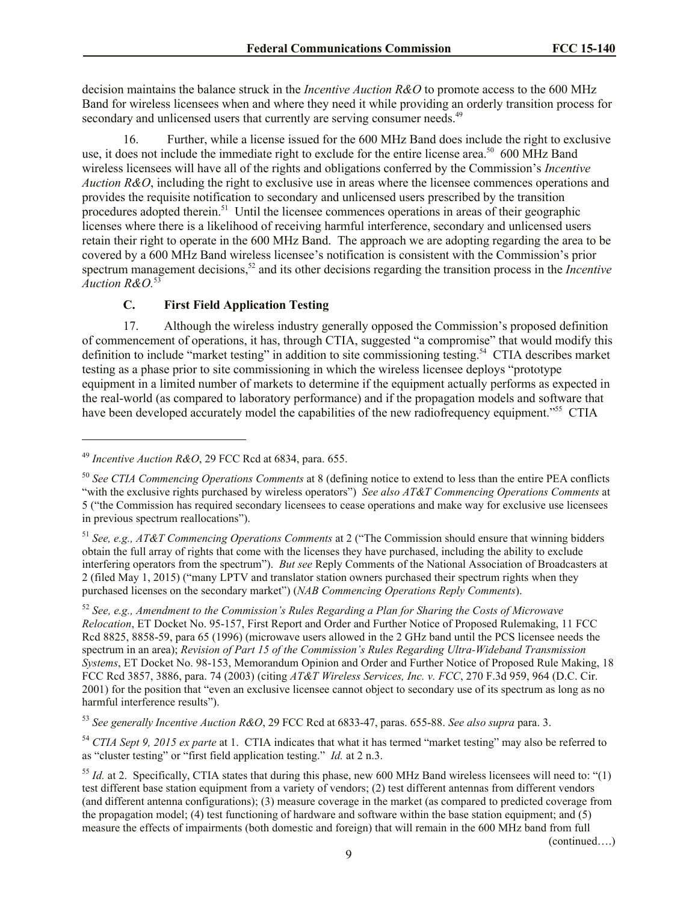decision maintains the balance struck in the *Incentive Auction R&O* to promote access to the 600 MHz Band for wireless licensees when and where they need it while providing an orderly transition process for secondary and unlicensed users that currently are serving consumer needs.[49]

16. Further, while a license issued for the 600 MHz Band does include the right to exclusive use, it does not include the immediate right to exclude for the entire license area.[50] 600 MHz Band wireless licensees will have all of the rights and obligations conferred by the Commission's *Incentive Auction R&O*, including the right to exclusive use in areas where the licensee commences operations and provides the requisite notification to secondary and unlicensed users prescribed by the transition procedures adopted therein.[51] Until the licensee commences operations in areas of their geographic licenses where there is a likelihood of receiving harmful interference, secondary and unlicensed users retain their right to operate in the 600 MHz Band. The approach we are adopting regarding the area to be covered by a 600 MHz Band wireless licensee's notification is consistent with the Commission's prior spectrum management decisions,[52] and its other decisions regarding the transition process in the *Incentive Auction R&O.*[53]

### C. First Field Application Testing

17. Although the wireless industry generally opposed the Commission's proposed definition of commencement of operations, it has, through CTIA, suggested "a compromise" that would modify this definition to include "market testing" in addition to site commissioning testing.[54] CTIA describes market testing as a phase prior to site commissioning in which the wireless licensee deploys "prototype equipment in a limited number of markets to determine if the equipment actually performs as expected in the real-world (as compared to laboratory performance) and if the propagation models and software that have been developed accurately model the capabilities of the new radiofrequency equipment."[55] CTIA

---

[49] *Incentive Auction R&O*, 29 FCC Rcd at 6834, para. 655.

[50] *See CTIA Commencing Operations Comments* at 8 (defining notice to extend to less than the entire PEA conflicts "with the exclusive rights purchased by wireless operators") *See also AT&T Commencing Operations Comments* at 5 ("the Commission has required secondary licensees to cease operations and make way for exclusive use licensees in previous spectrum reallocations").

[51] *See, e.g., AT&T Commencing Operations Comments* at 2 ("The Commission should ensure that winning bidders obtain the full array of rights that come with the licenses they have purchased, including the ability to exclude interfering operators from the spectrum"). *But see* Reply Comments of the National Association of Broadcasters at 2 (filed May 1, 2015) ("many LPTV and translator station owners purchased their spectrum rights when they purchased licenses on the secondary market") (*NAB Commencing Operations Reply Comments*).

[52] *See, e.g., Amendment to the Commission's Rules Regarding a Plan for Sharing the Costs of Microwave Relocation*, ET Docket No. 95-157, First Report and Order and Further Notice of Proposed Rulemaking, 11 FCC Rcd 8825, 8858-59, para 65 (1996) (microwave users allowed in the 2 GHz band until the PCS licensee needs the spectrum in an area); *Revision of Part 15 of the Commission's Rules Regarding Ultra-Wideband Transmission Systems*, ET Docket No. 98-153, Memorandum Opinion and Order and Further Notice of Proposed Rule Making, 18 FCC Rcd 3857, 3886, para. 74 (2003) (citing *AT&T Wireless Services, Inc. v. FCC*, 270 F.3d 959, 964 (D.C. Cir. 2001) for the position that "even an exclusive licensee cannot object to secondary use of its spectrum as long as no harmful interference results").

[53] *See generally Incentive Auction R&O*, 29 FCC Rcd at 6833-47, paras. 655-88. *See also supra* para. 3.

[54] *CTIA Sept 9, 2015 ex parte* at 1. CTIA indicates that what it has termed "market testing" may also be referred to as "cluster testing" or "first field application testing." *Id.* at 2 n.3.

[55] *Id.* at 2. Specifically, CTIA states that during this phase, new 600 MHz Band wireless licensees will need to: "(1) test different base station equipment from a variety of vendors; (2) test different antennas from different vendors (and different antenna configurations); (3) measure coverage in the market (as compared to predicted coverage from the propagation model; (4) test functioning of hardware and software within the base station equipment; and (5) measure the effects of impairments (both domestic and foreign) that will remain in the 600 MHz band from full

(continued….)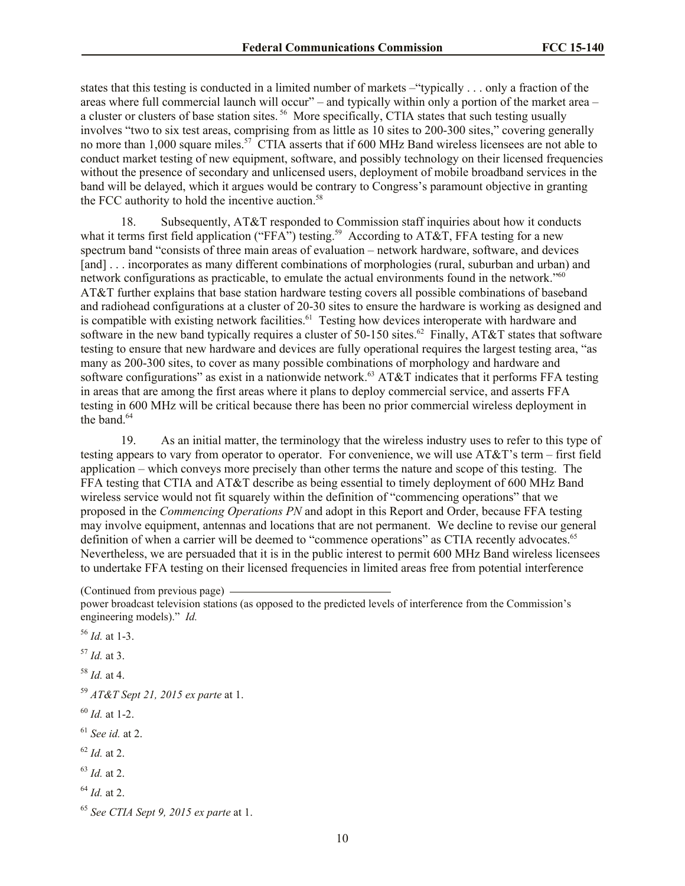states that this testing is conducted in a limited number of markets –"typically . . . only a fraction of the areas where full commercial launch will occur" – and typically within only a portion of the market area – a cluster or clusters of base station sites.[56] More specifically, CTIA states that such testing usually involves "two to six test areas, comprising from as little as 10 sites to 200-300 sites," covering generally no more than 1,000 square miles.[57] CTIA asserts that if 600 MHz Band wireless licensees are not able to conduct market testing of new equipment, software, and possibly technology on their licensed frequencies without the presence of secondary and unlicensed users, deployment of mobile broadband services in the band will be delayed, which it argues would be contrary to Congress's paramount objective in granting the FCC authority to hold the incentive auction.[58]

18. Subsequently, AT&T responded to Commission staff inquiries about how it conducts what it terms first field application ("FFA") testing.[59] According to AT&T, FFA testing for a new spectrum band "consists of three main areas of evaluation – network hardware, software, and devices [and] . . . incorporates as many different combinations of morphologies (rural, suburban and urban) and network configurations as practicable, to emulate the actual environments found in the network."[60] AT&T further explains that base station hardware testing covers all possible combinations of baseband and radiohead configurations at a cluster of 20-30 sites to ensure the hardware is working as designed and is compatible with existing network facilities.[61] Testing how devices interoperate with hardware and software in the new band typically requires a cluster of 50-150 sites.[62] Finally, AT&T states that software testing to ensure that new hardware and devices are fully operational requires the largest testing area, "as many as 200-300 sites, to cover as many possible combinations of morphology and hardware and software configurations" as exist in a nationwide network.[63] AT&T indicates that it performs FFA testing in areas that are among the first areas where it plans to deploy commercial service, and asserts FFA testing in 600 MHz will be critical because there has been no prior commercial wireless deployment in the band.[64]

19. As an initial matter, the terminology that the wireless industry uses to refer to this type of testing appears to vary from operator to operator. For convenience, we will use AT&T's term – first field application – which conveys more precisely than other terms the nature and scope of this testing. The FFA testing that CTIA and AT&T describe as being essential to timely deployment of 600 MHz Band wireless service would not fit squarely within the definition of "commencing operations" that we proposed in the *Commencing Operations PN* and adopt in this Report and Order, because FFA testing may involve equipment, antennas and locations that are not permanent. We decline to revise our general definition of when a carrier will be deemed to "commence operations" as CTIA recently advocates.[65] Nevertheless, we are persuaded that it is in the public interest to permit 600 MHz Band wireless licensees to undertake FFA testing on their licensed frequencies in limited areas free from potential interference

(Continued from previous page)
power broadcast television stations (as opposed to the predicted levels of interference from the Commission's engineering models)." *Id.*

[56] *Id.* at 1-3.

[57] *Id.* at 3.

[58] *Id.* at 4.

[59] *AT&T Sept 21, 2015 ex parte* at 1.

[60] *Id.* at 1-2.

[61] *See id.* at 2.

[62] *Id.* at 2.

[63] *Id.* at 2.

[64] *Id.* at 2.

[65] *See CTIA Sept 9, 2015 ex parte* at 1.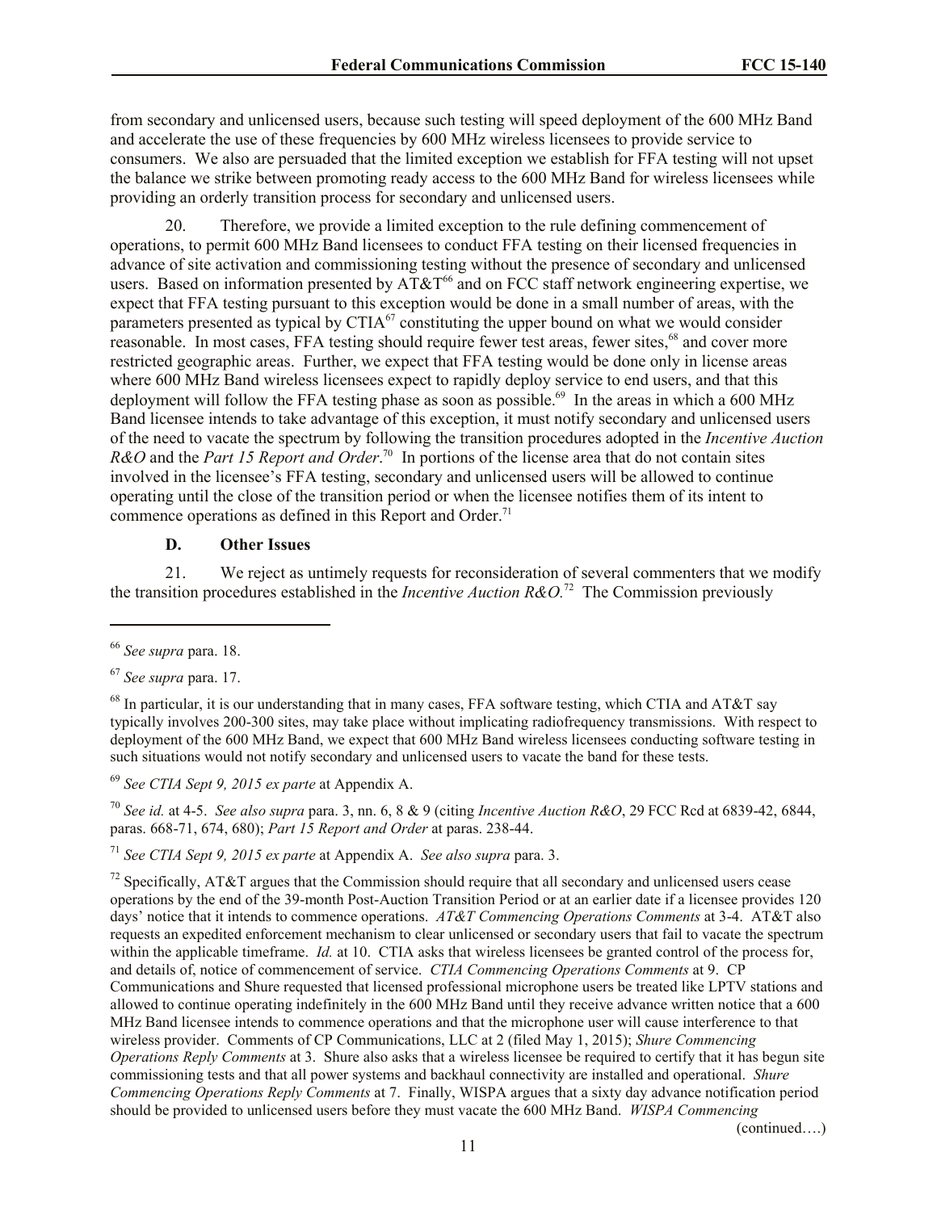from secondary and unlicensed users, because such testing will speed deployment of the 600 MHz Band and accelerate the use of these frequencies by 600 MHz wireless licensees to provide service to consumers. We also are persuaded that the limited exception we establish for FFA testing will not upset the balance we strike between promoting ready access to the 600 MHz Band for wireless licensees while providing an orderly transition process for secondary and unlicensed users.

20. Therefore, we provide a limited exception to the rule defining commencement of operations, to permit 600 MHz Band licensees to conduct FFA testing on their licensed frequencies in advance of site activation and commissioning testing without the presence of secondary and unlicensed users. Based on information presented by AT&T[66] and on FCC staff network engineering expertise, we expect that FFA testing pursuant to this exception would be done in a small number of areas, with the parameters presented as typical by CTIA[67] constituting the upper bound on what we would consider reasonable. In most cases, FFA testing should require fewer test areas, fewer sites,[68] and cover more restricted geographic areas. Further, we expect that FFA testing would be done only in license areas where 600 MHz Band wireless licensees expect to rapidly deploy service to end users, and that this deployment will follow the FFA testing phase as soon as possible.[69] In the areas in which a 600 MHz Band licensee intends to take advantage of this exception, it must notify secondary and unlicensed users of the need to vacate the spectrum by following the transition procedures adopted in the *Incentive Auction R&O* and the *Part 15 Report and Order*.[70] In portions of the license area that do not contain sites involved in the licensee's FFA testing, secondary and unlicensed users will be allowed to continue operating until the close of the transition period or when the licensee notifies them of its intent to commence operations as defined in this Report and Order.[71]

### D. Other Issues

21. We reject as untimely requests for reconsideration of several commenters that we modify the transition procedures established in the *Incentive Auction R&O*.[72] The Commission previously

---

[66] *See supra* para. 18.

[67] *See supra* para. 17.

[68] In particular, it is our understanding that in many cases, FFA software testing, which CTIA and AT&T say typically involves 200-300 sites, may take place without implicating radiofrequency transmissions. With respect to deployment of the 600 MHz Band, we expect that 600 MHz Band wireless licensees conducting software testing in such situations would not notify secondary and unlicensed users to vacate the band for these tests.

[69] *See CTIA Sept 9, 2015 ex parte* at Appendix A.

[70] *See id.* at 4-5. *See also supra* para. 3, nn. 6, 8 & 9 (citing *Incentive Auction R&O*, 29 FCC Rcd at 6839-42, 6844, paras. 668-71, 674, 680); *Part 15 Report and Order* at paras. 238-44.

[71] *See CTIA Sept 9, 2015 ex parte* at Appendix A. *See also supra* para. 3.

[72] Specifically, AT&T argues that the Commission should require that all secondary and unlicensed users cease operations by the end of the 39-month Post-Auction Transition Period or at an earlier date if a licensee provides 120 days' notice that it intends to commence operations. *AT&T Commencing Operations Comments* at 3-4. AT&T also requests an expedited enforcement mechanism to clear unlicensed or secondary users that fail to vacate the spectrum within the applicable timeframe. *Id.* at 10. CTIA asks that wireless licensees be granted control of the process for, and details of, notice of commencement of service. *CTIA Commencing Operations Comments* at 9. CP Communications and Shure requested that licensed professional microphone users be treated like LPTV stations and allowed to continue operating indefinitely in the 600 MHz Band until they receive advance written notice that a 600 MHz Band licensee intends to commence operations and that the microphone user will cause interference to that wireless provider. Comments of CP Communications, LLC at 2 (filed May 1, 2015); *Shure Commencing Operations Reply Comments* at 3. Shure also asks that a wireless licensee be required to certify that it has begun site commissioning tests and that all power systems and backhaul connectivity are installed and operational. *Shure Commencing Operations Reply Comments* at 7. Finally, WISPA argues that a sixty day advance notification period should be provided to unlicensed users before they must vacate the 600 MHz Band. *WISPA Commencing*

(continued….)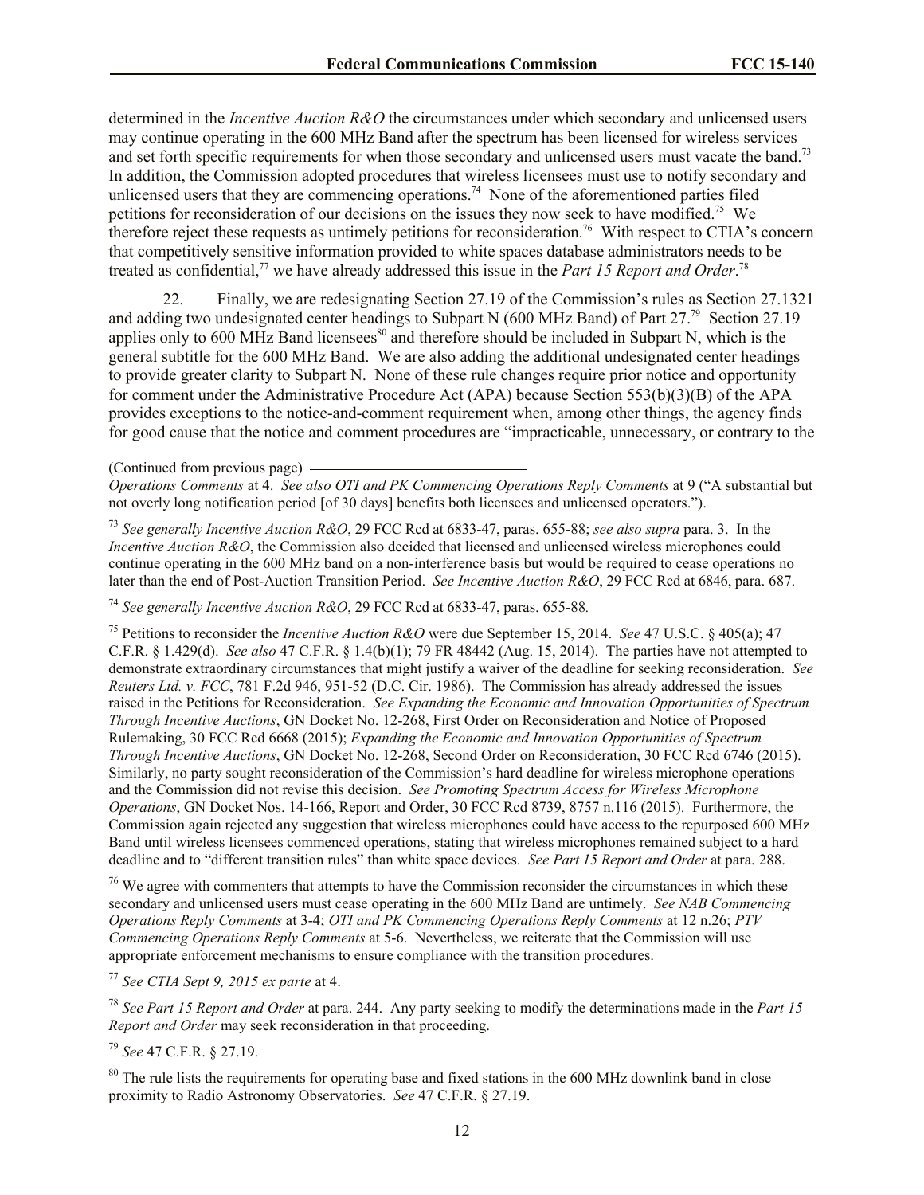determined in the *Incentive Auction R&O* the circumstances under which secondary and unlicensed users may continue operating in the 600 MHz Band after the spectrum has been licensed for wireless services and set forth specific requirements for when those secondary and unlicensed users must vacate the band.[73] In addition, the Commission adopted procedures that wireless licensees must use to notify secondary and unlicensed users that they are commencing operations.[74] None of the aforementioned parties filed petitions for reconsideration of our decisions on the issues they now seek to have modified.[75] We therefore reject these requests as untimely petitions for reconsideration.[76] With respect to CTIA's concern that competitively sensitive information provided to white spaces database administrators needs to be treated as confidential,[77] we have already addressed this issue in the *Part 15 Report and Order*.[78]

22. Finally, we are redesignating Section 27.19 of the Commission's rules as Section 27.1321 and adding two undesignated center headings to Subpart N (600 MHz Band) of Part 27.[79] Section 27.19 applies only to 600 MHz Band licensees[80] and therefore should be included in Subpart N, which is the general subtitle for the 600 MHz Band. We are also adding the additional undesignated center headings to provide greater clarity to Subpart N. None of these rule changes require prior notice and opportunity for comment under the Administrative Procedure Act (APA) because Section 553(b)(3)(B) of the APA provides exceptions to the notice-and-comment requirement when, among other things, the agency finds for good cause that the notice and comment procedures are "impracticable, unnecessary, or contrary to the

(Continued from previous page)

*Operations Comments* at 4. *See also OTI and PK Commencing Operations Reply Comments* at 9 ("A substantial but not overly long notification period [of 30 days] benefits both licensees and unlicensed operators.").

[73] *See generally Incentive Auction R&O*, 29 FCC Rcd at 6833-47, paras. 655-88; *see also supra* para. 3. In the *Incentive Auction R&O*, the Commission also decided that licensed and unlicensed wireless microphones could continue operating in the 600 MHz band on a non-interference basis but would be required to cease operations no later than the end of Post-Auction Transition Period. *See Incentive Auction R&O*, 29 FCC Rcd at 6846, para. 687.

[74] *See generally Incentive Auction R&O*, 29 FCC Rcd at 6833-47, paras. 655-88.

[75] Petitions to reconsider the *Incentive Auction R&O* were due September 15, 2014. *See* 47 U.S.C. § 405(a); 47 C.F.R. § 1.429(d). *See also* 47 C.F.R. § 1.4(b)(1); 79 FR 48442 (Aug. 15, 2014). The parties have not attempted to demonstrate extraordinary circumstances that might justify a waiver of the deadline for seeking reconsideration. *See Reuters Ltd. v. FCC*, 781 F.2d 946, 951-52 (D.C. Cir. 1986). The Commission has already addressed the issues raised in the Petitions for Reconsideration. *See Expanding the Economic and Innovation Opportunities of Spectrum Through Incentive Auctions*, GN Docket No. 12-268, First Order on Reconsideration and Notice of Proposed Rulemaking, 30 FCC Rcd 6668 (2015); *Expanding the Economic and Innovation Opportunities of Spectrum Through Incentive Auctions*, GN Docket No. 12-268, Second Order on Reconsideration, 30 FCC Rcd 6746 (2015). Similarly, no party sought reconsideration of the Commission's hard deadline for wireless microphone operations and the Commission did not revise this decision. *See Promoting Spectrum Access for Wireless Microphone Operations*, GN Docket Nos. 14-166, Report and Order, 30 FCC Rcd 8739, 8757 n.116 (2015). Furthermore, the Commission again rejected any suggestion that wireless microphones could have access to the repurposed 600 MHz Band until wireless licensees commenced operations, stating that wireless microphones remained subject to a hard deadline and to "different transition rules" than white space devices. *See Part 15 Report and Order* at para. 288.

[76] We agree with commenters that attempts to have the Commission reconsider the circumstances in which these secondary and unlicensed users must cease operating in the 600 MHz Band are untimely. *See NAB Commencing Operations Reply Comments* at 3-4; *OTI and PK Commencing Operations Reply Comments* at 12 n.26; *PTV Commencing Operations Reply Comments* at 5-6. Nevertheless, we reiterate that the Commission will use appropriate enforcement mechanisms to ensure compliance with the transition procedures.

[77] *See CTIA Sept 9, 2015 ex parte* at 4.

[78] *See Part 15 Report and Order* at para. 244. Any party seeking to modify the determinations made in the *Part 15 Report and Order* may seek reconsideration in that proceeding.

[79] *See* 47 C.F.R. § 27.19.

[80] The rule lists the requirements for operating base and fixed stations in the 600 MHz downlink band in close proximity to Radio Astronomy Observatories. *See* 47 C.F.R. § 27.19.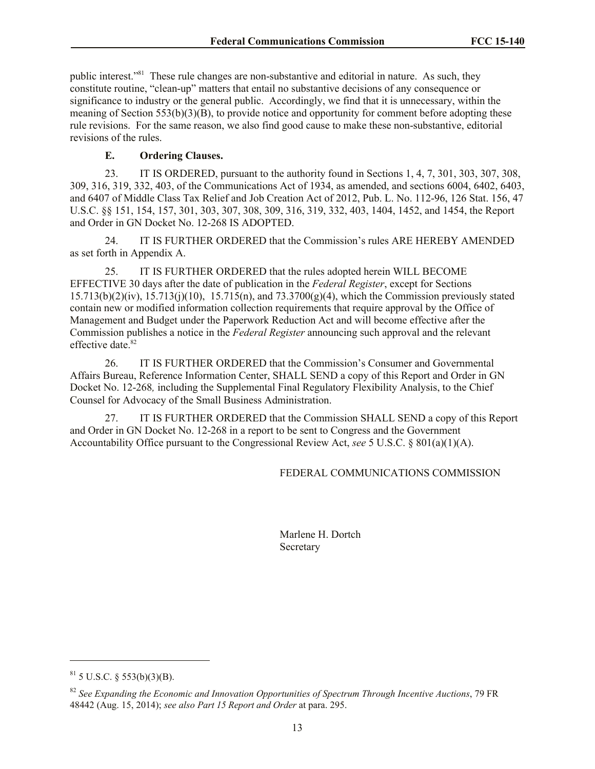public interest."[81] These rule changes are non-substantive and editorial in nature. As such, they constitute routine, "clean-up" matters that entail no substantive decisions of any consequence or significance to industry or the general public. Accordingly, we find that it is unnecessary, within the meaning of Section 553(b)(3)(B), to provide notice and opportunity for comment before adopting these rule revisions. For the same reason, we also find good cause to make these non-substantive, editorial revisions of the rules.

### E. Ordering Clauses.

23. IT IS ORDERED, pursuant to the authority found in Sections 1, 4, 7, 301, 303, 307, 308, 309, 316, 319, 332, 403, of the Communications Act of 1934, as amended, and sections 6004, 6402, 6403, and 6407 of Middle Class Tax Relief and Job Creation Act of 2012, Pub. L. No. 112-96, 126 Stat. 156, 47 U.S.C. §§ 151, 154, 157, 301, 303, 307, 308, 309, 316, 319, 332, 403, 1404, 1452, and 1454, the Report and Order in GN Docket No. 12-268 IS ADOPTED.

24. IT IS FURTHER ORDERED that the Commission's rules ARE HEREBY AMENDED as set forth in Appendix A.

25. IT IS FURTHER ORDERED that the rules adopted herein WILL BECOME EFFECTIVE 30 days after the date of publication in the *Federal Register*, except for Sections 15.713(b)(2)(iv), 15.713(j)(10), 15.715(n), and 73.3700(g)(4), which the Commission previously stated contain new or modified information collection requirements that require approval by the Office of Management and Budget under the Paperwork Reduction Act and will become effective after the Commission publishes a notice in the *Federal Register* announcing such approval and the relevant effective date.[82]

26. IT IS FURTHER ORDERED that the Commission's Consumer and Governmental Affairs Bureau, Reference Information Center, SHALL SEND a copy of this Report and Order in GN Docket No. 12-268*,* including the Supplemental Final Regulatory Flexibility Analysis, to the Chief Counsel for Advocacy of the Small Business Administration.

27. IT IS FURTHER ORDERED that the Commission SHALL SEND a copy of this Report and Order in GN Docket No. 12-268 in a report to be sent to Congress and the Government Accountability Office pursuant to the Congressional Review Act, *see* 5 U.S.C. § 801(a)(1)(A).

FEDERAL COMMUNICATIONS COMMISSION

Marlene H. Dortch
Secretary

---

[81] 5 U.S.C. § 553(b)(3)(B).

[82] *See Expanding the Economic and Innovation Opportunities of Spectrum Through Incentive Auctions*, 79 FR 48442 (Aug. 15, 2014); *see also Part 15 Report and Order* at para. 295.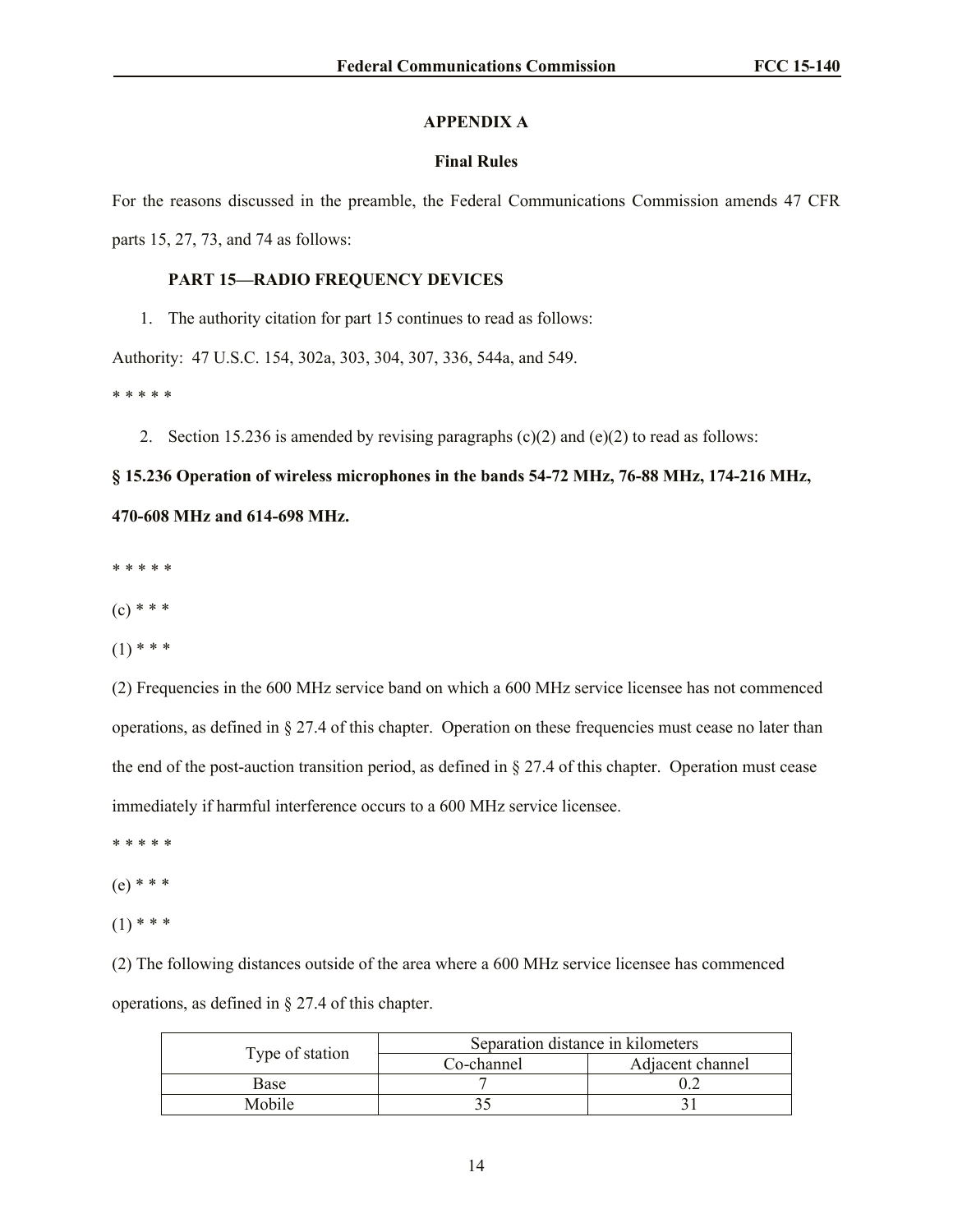## APPENDIX A

### Final Rules

For the reasons discussed in the preamble, the Federal Communications Commission amends 47 CFR parts 15, 27, 73, and 74 as follows:

**PART 15—RADIO FREQUENCY DEVICES**

1. The authority citation for part 15 continues to read as follows:

Authority: 47 U.S.C. 154, 302a, 303, 304, 307, 336, 544a, and 549.

* * * * *

2. Section 15.236 is amended by revising paragraphs (c)(2) and (e)(2) to read as follows:

**§ 15.236 Operation of wireless microphones in the bands 54-72 MHz, 76-88 MHz, 174-216 MHz, 470-608 MHz and 614-698 MHz.**

* * * * *

(c) * * *

(1) * * *

(2) Frequencies in the 600 MHz service band on which a 600 MHz service licensee has not commenced operations, as defined in § 27.4 of this chapter. Operation on these frequencies must cease no later than the end of the post-auction transition period, as defined in § 27.4 of this chapter. Operation must cease immediately if harmful interference occurs to a 600 MHz service licensee.

* * * * *

(e) * * *

(1) * * *

(2) The following distances outside of the area where a 600 MHz service licensee has commenced operations, as defined in § 27.4 of this chapter.

| Type of station | Separation distance in kilometers | |
|---|---|---|
| | Co-channel | Adjacent channel |
| Base | 7 | 0.2 |
| Mobile | 35 | 31 |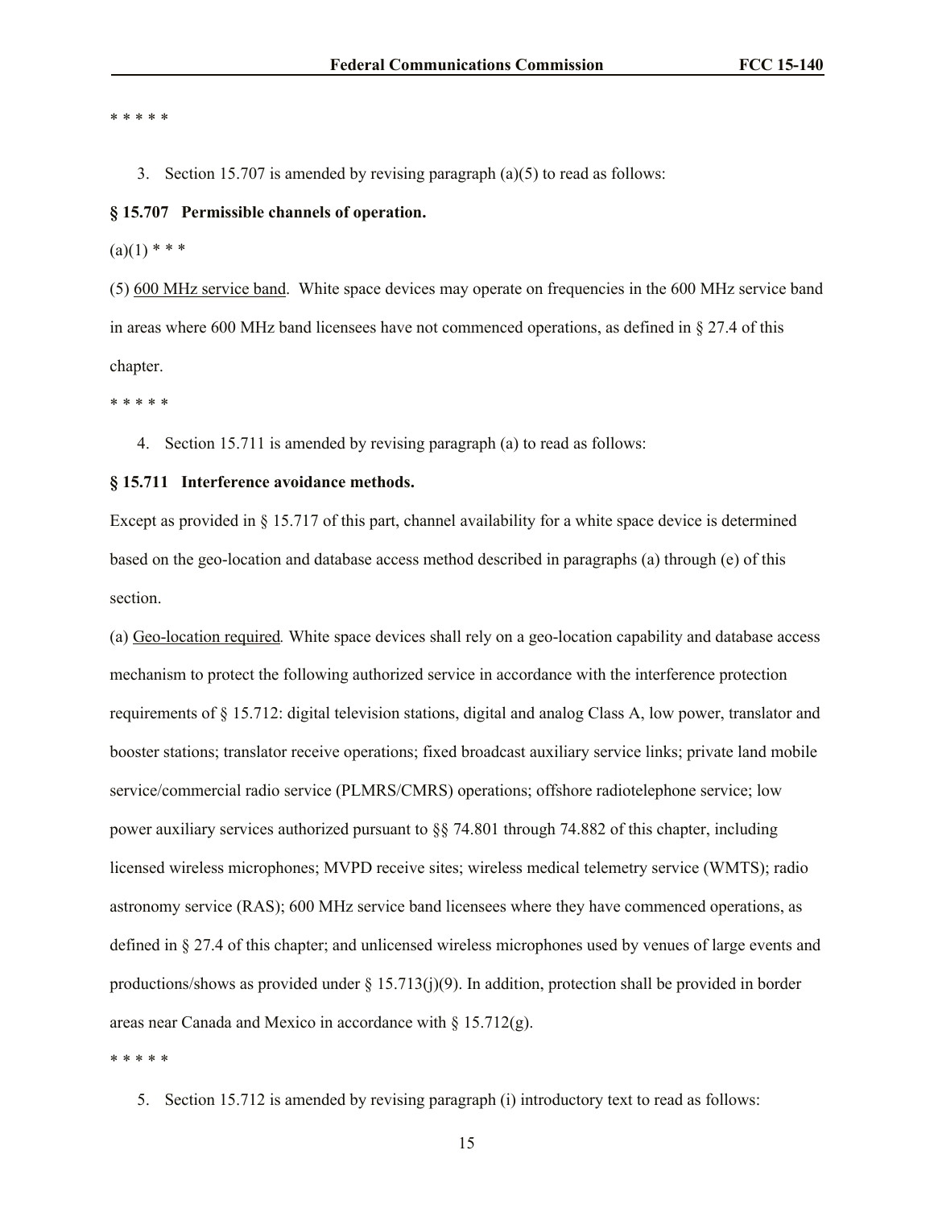* * * * *

3. Section 15.707 is amended by revising paragraph (a)(5) to read as follows:

**§ 15.707 Permissible channels of operation.**

(a)(1) * * *

(5) <u>600 MHz service band</u>. White space devices may operate on frequencies in the 600 MHz service band in areas where 600 MHz band licensees have not commenced operations, as defined in § 27.4 of this chapter.

* * * * *

4. Section 15.711 is amended by revising paragraph (a) to read as follows:

**§ 15.711 Interference avoidance methods.**

Except as provided in § 15.717 of this part, channel availability for a white space device is determined based on the geo-location and database access method described in paragraphs (a) through (e) of this section.

(a) <u>Geo-location required</u>. White space devices shall rely on a geo-location capability and database access mechanism to protect the following authorized service in accordance with the interference protection requirements of § 15.712: digital television stations, digital and analog Class A, low power, translator and booster stations; translator receive operations; fixed broadcast auxiliary service links; private land mobile service/commercial radio service (PLMRS/CMRS) operations; offshore radiotelephone service; low power auxiliary services authorized pursuant to §§ 74.801 through 74.882 of this chapter, including licensed wireless microphones; MVPD receive sites; wireless medical telemetry service (WMTS); radio astronomy service (RAS); 600 MHz service band licensees where they have commenced operations, as defined in § 27.4 of this chapter; and unlicensed wireless microphones used by venues of large events and productions/shows as provided under § 15.713(j)(9). In addition, protection shall be provided in border areas near Canada and Mexico in accordance with § 15.712(g).

* * * * *

5. Section 15.712 is amended by revising paragraph (i) introductory text to read as follows: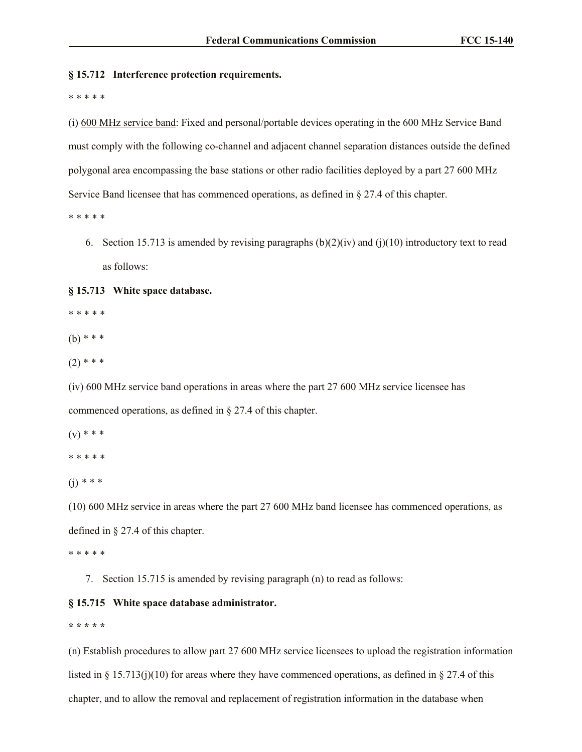**§ 15.712 Interference protection requirements.**

* * * * *

(i) 600 MHz service band: Fixed and personal/portable devices operating in the 600 MHz Service Band must comply with the following co-channel and adjacent channel separation distances outside the defined polygonal area encompassing the base stations or other radio facilities deployed by a part 27 600 MHz Service Band licensee that has commenced operations, as defined in § 27.4 of this chapter.

* * * * *

6. Section 15.713 is amended by revising paragraphs (b)(2)(iv) and (j)(10) introductory text to read as follows:

**§ 15.713 White space database.**

* * * * *

(b) * * *

(2) * * *

(iv) 600 MHz service band operations in areas where the part 27 600 MHz service licensee has commenced operations, as defined in § 27.4 of this chapter.

(v) * * *

* * * * *

(j) * * *

(10) 600 MHz service in areas where the part 27 600 MHz band licensee has commenced operations, as defined in § 27.4 of this chapter.

* * * * *

7. Section 15.715 is amended by revising paragraph (n) to read as follows:

**§ 15.715 White space database administrator.**

**\* \* \* \* \***

(n) Establish procedures to allow part 27 600 MHz service licensees to upload the registration information listed in § 15.713(j)(10) for areas where they have commenced operations, as defined in § 27.4 of this chapter, and to allow the removal and replacement of registration information in the database when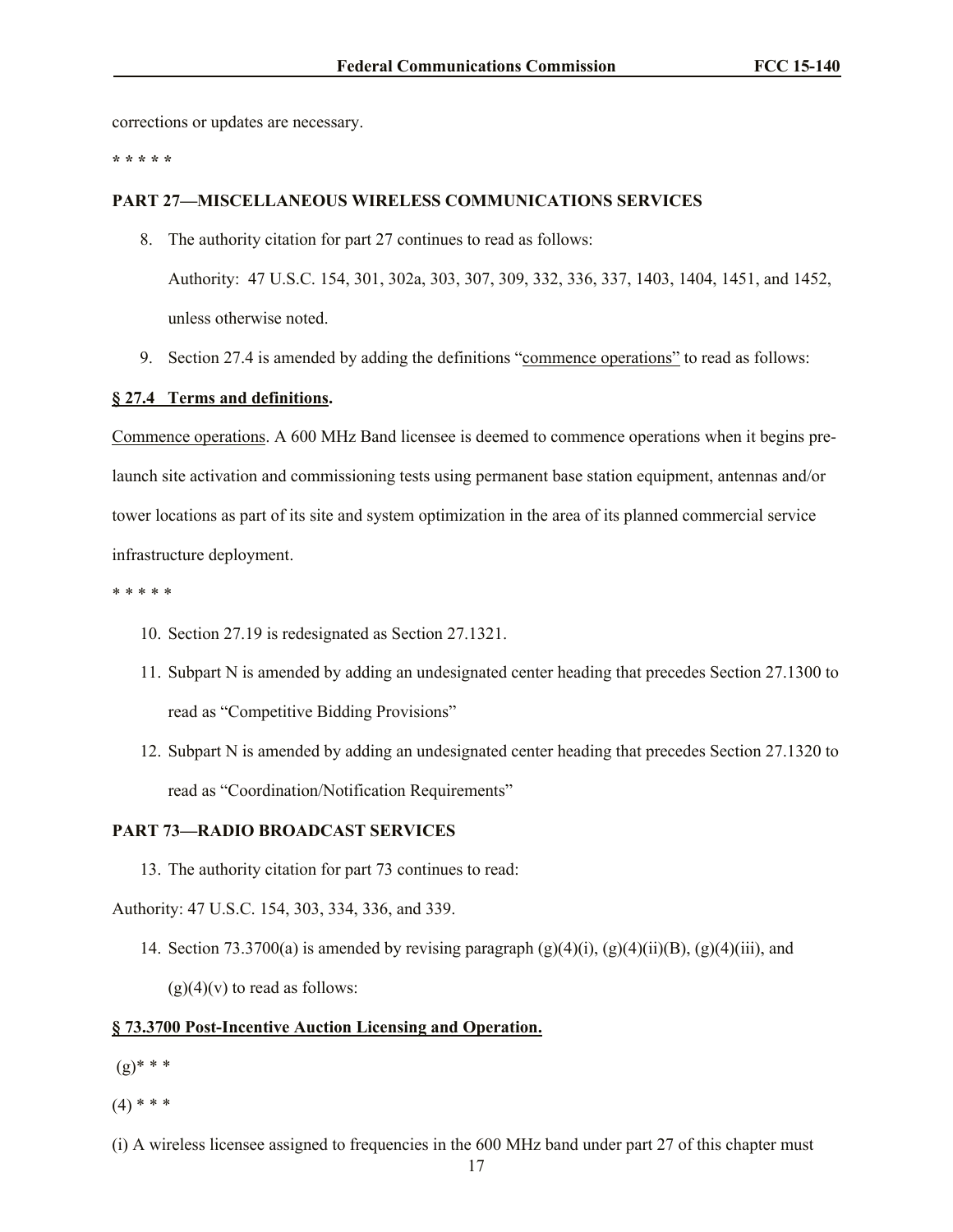corrections or updates are necessary.

* * * * *

**PART 27—MISCELLANEOUS WIRELESS COMMUNICATIONS SERVICES**

8. The authority citation for part 27 continues to read as follows:

   Authority: 47 U.S.C. 154, 301, 302a, 303, 307, 309, 332, 336, 337, 1403, 1404, 1451, and 1452, unless otherwise noted.

9. Section 27.4 is amended by adding the definitions "commence operations" to read as follows:

**§ 27.4 Terms and definitions.**

Commence operations. A 600 MHz Band licensee is deemed to commence operations when it begins pre-launch site activation and commissioning tests using permanent base station equipment, antennas and/or tower locations as part of its site and system optimization in the area of its planned commercial service infrastructure deployment.

* * * * *

10. Section 27.19 is redesignated as Section 27.1321.

11. Subpart N is amended by adding an undesignated center heading that precedes Section 27.1300 to read as "Competitive Bidding Provisions"

12. Subpart N is amended by adding an undesignated center heading that precedes Section 27.1320 to read as "Coordination/Notification Requirements"

**PART 73—RADIO BROADCAST SERVICES**

13. The authority citation for part 73 continues to read:

Authority: 47 U.S.C. 154, 303, 334, 336, and 339.

14. Section 73.3700(a) is amended by revising paragraph (g)(4)(i), (g)(4)(ii)(B), (g)(4)(iii), and (g)(4)(v) to read as follows:

**§ 73.3700 Post-Incentive Auction Licensing and Operation.**

(g)* * *

(4) * * *

(i) A wireless licensee assigned to frequencies in the 600 MHz band under part 27 of this chapter must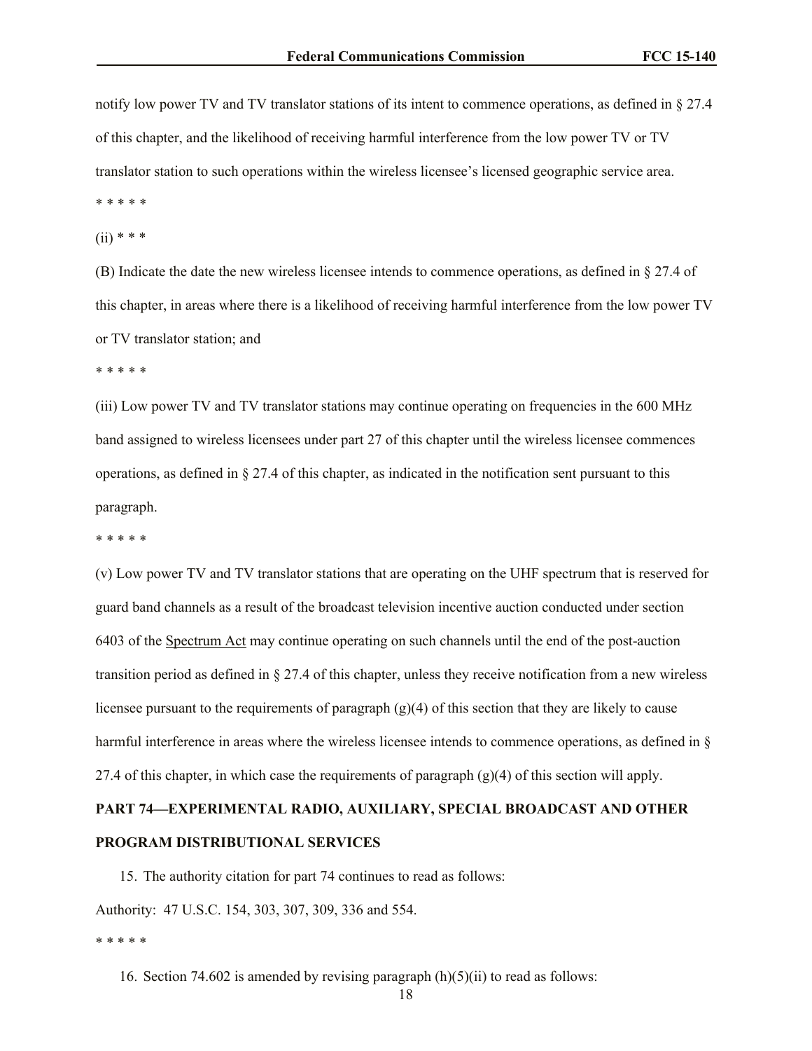notify low power TV and TV translator stations of its intent to commence operations, as defined in § 27.4 of this chapter, and the likelihood of receiving harmful interference from the low power TV or TV translator station to such operations within the wireless licensee's licensed geographic service area.

* * * * *

(ii) * * *

(B) Indicate the date the new wireless licensee intends to commence operations, as defined in § 27.4 of this chapter, in areas where there is a likelihood of receiving harmful interference from the low power TV or TV translator station; and

* * * * *

(iii) Low power TV and TV translator stations may continue operating on frequencies in the 600 MHz band assigned to wireless licensees under part 27 of this chapter until the wireless licensee commences operations, as defined in § 27.4 of this chapter, as indicated in the notification sent pursuant to this paragraph.

* * * * *

(v) Low power TV and TV translator stations that are operating on the UHF spectrum that is reserved for guard band channels as a result of the broadcast television incentive auction conducted under section 6403 of the Spectrum Act may continue operating on such channels until the end of the post-auction transition period as defined in § 27.4 of this chapter, unless they receive notification from a new wireless licensee pursuant to the requirements of paragraph (g)(4) of this section that they are likely to cause harmful interference in areas where the wireless licensee intends to commence operations, as defined in § 27.4 of this chapter, in which case the requirements of paragraph (g)(4) of this section will apply.

**PART 74—EXPERIMENTAL RADIO, AUXILIARY, SPECIAL BROADCAST AND OTHER PROGRAM DISTRIBUTIONAL SERVICES**

15. The authority citation for part 74 continues to read as follows:

Authority: 47 U.S.C. 154, 303, 307, 309, 336 and 554.

* * * * *

16. Section 74.602 is amended by revising paragraph (h)(5)(ii) to read as follows: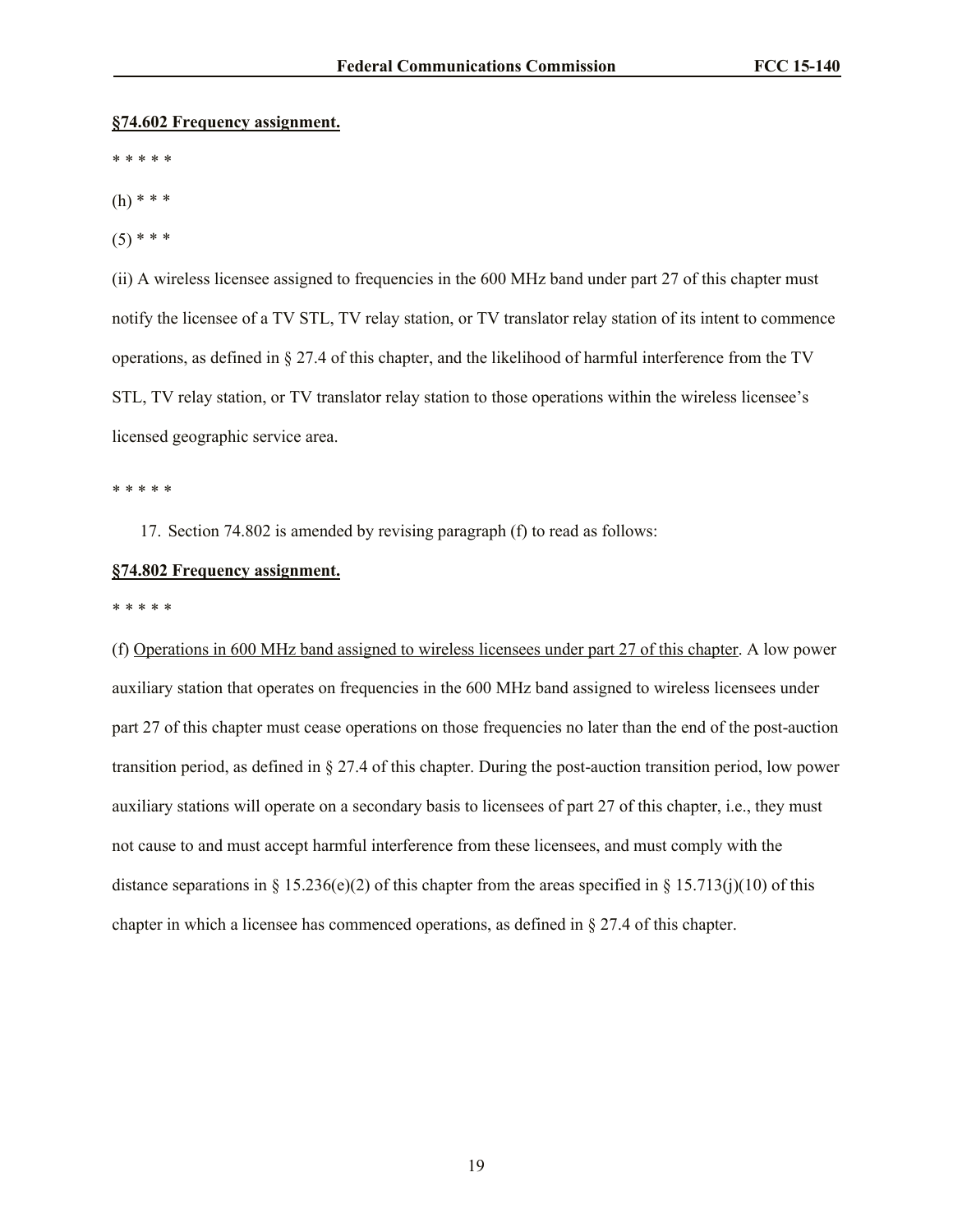**§74.602 Frequency assignment.**

\* \* \* \* \*

(h) \* \* \*

(5) \* \* \*

(ii) A wireless licensee assigned to frequencies in the 600 MHz band under part 27 of this chapter must notify the licensee of a TV STL, TV relay station, or TV translator relay station of its intent to commence operations, as defined in § 27.4 of this chapter, and the likelihood of harmful interference from the TV STL, TV relay station, or TV translator relay station to those operations within the wireless licensee's licensed geographic service area.

\* \* \* \* \*

17. Section 74.802 is amended by revising paragraph (f) to read as follows:

**§74.802 Frequency assignment.**

\* \* \* \* \*

(f) Operations in 600 MHz band assigned to wireless licensees under part 27 of this chapter. A low power auxiliary station that operates on frequencies in the 600 MHz band assigned to wireless licensees under part 27 of this chapter must cease operations on those frequencies no later than the end of the post-auction transition period, as defined in § 27.4 of this chapter. During the post-auction transition period, low power auxiliary stations will operate on a secondary basis to licensees of part 27 of this chapter, i.e., they must not cause to and must accept harmful interference from these licensees, and must comply with the distance separations in § 15.236(e)(2) of this chapter from the areas specified in § 15.713(j)(10) of this chapter in which a licensee has commenced operations, as defined in § 27.4 of this chapter.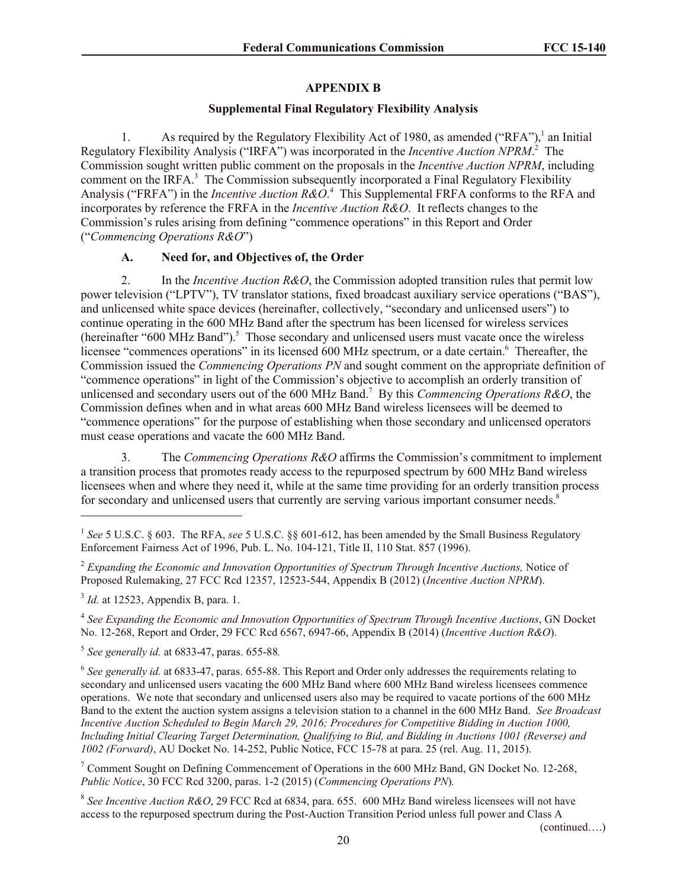## APPENDIX B

### Supplemental Final Regulatory Flexibility Analysis

1. As required by the Regulatory Flexibility Act of 1980, as amended ("RFA"),[1] an Initial Regulatory Flexibility Analysis ("IRFA") was incorporated in the *Incentive Auction NPRM*.[2] The Commission sought written public comment on the proposals in the *Incentive Auction NPRM*, including comment on the IRFA.[3] The Commission subsequently incorporated a Final Regulatory Flexibility Analysis ("FRFA") in the *Incentive Auction R&O*.[4] This Supplemental FRFA conforms to the RFA and incorporates by reference the FRFA in the *Incentive Auction R&O*. It reflects changes to the Commission's rules arising from defining "commence operations" in this Report and Order ("*Commencing Operations R&O*")

#### A. Need for, and Objectives of, the Order

2. In the *Incentive Auction R&O*, the Commission adopted transition rules that permit low power television ("LPTV"), TV translator stations, fixed broadcast auxiliary service operations ("BAS"), and unlicensed white space devices (hereinafter, collectively, "secondary and unlicensed users") to continue operating in the 600 MHz Band after the spectrum has been licensed for wireless services (hereinafter "600 MHz Band").[5] Those secondary and unlicensed users must vacate once the wireless licensee "commences operations" in its licensed 600 MHz spectrum, or a date certain.[6] Thereafter, the Commission issued the *Commencing Operations PN* and sought comment on the appropriate definition of "commence operations" in light of the Commission's objective to accomplish an orderly transition of unlicensed and secondary users out of the 600 MHz Band.[7] By this *Commencing Operations R&O*, the Commission defines when and in what areas 600 MHz Band wireless licensees will be deemed to "commence operations" for the purpose of establishing when those secondary and unlicensed operators must cease operations and vacate the 600 MHz Band.

3. The *Commencing Operations R&O* affirms the Commission's commitment to implement a transition process that promotes ready access to the repurposed spectrum by 600 MHz Band wireless licensees when and where they need it, while at the same time providing for an orderly transition process for secondary and unlicensed users that currently are serving various important consumer needs.[8]

---

[1] *See* 5 U.S.C. § 603. The RFA, *see* 5 U.S.C. §§ 601-612, has been amended by the Small Business Regulatory Enforcement Fairness Act of 1996, Pub. L. No. 104-121, Title II, 110 Stat. 857 (1996).

[2] *Expanding the Economic and Innovation Opportunities of Spectrum Through Incentive Auctions,* Notice of Proposed Rulemaking, 27 FCC Rcd 12357, 12523-544, Appendix B (2012) (*Incentive Auction NPRM*).

[3] *Id.* at 12523, Appendix B, para. 1.

[4] *See Expanding the Economic and Innovation Opportunities of Spectrum Through Incentive Auctions*, GN Docket No. 12-268, Report and Order, 29 FCC Rcd 6567, 6947-66, Appendix B (2014) (*Incentive Auction R&O*).

[5] *See generally id.* at 6833-47, paras. 655-88*.*

[6] *See generally id.* at 6833-47, paras. 655-88. This Report and Order only addresses the requirements relating to secondary and unlicensed users vacating the 600 MHz Band where 600 MHz Band wireless licensees commence operations. We note that secondary and unlicensed users also may be required to vacate portions of the 600 MHz Band to the extent the auction system assigns a television station to a channel in the 600 MHz Band. *See Broadcast Incentive Auction Scheduled to Begin March 29, 2016; Procedures for Competitive Bidding in Auction 1000, Including Initial Clearing Target Determination, Qualifying to Bid, and Bidding in Auctions 1001 (Reverse) and 1002 (Forward)*, AU Docket No. 14-252, Public Notice, FCC 15-78 at para. 25 (rel. Aug. 11, 2015).

[7] Comment Sought on Defining Commencement of Operations in the 600 MHz Band, GN Docket No. 12-268, *Public Notice*, 30 FCC Rcd 3200, paras. 1-2 (2015) (*Commencing Operations PN*)*.*

[8] *See Incentive Auction R&O*, 29 FCC Rcd at 6834, para. 655. 600 MHz Band wireless licensees will not have access to the repurposed spectrum during the Post-Auction Transition Period unless full power and Class A

(continued….)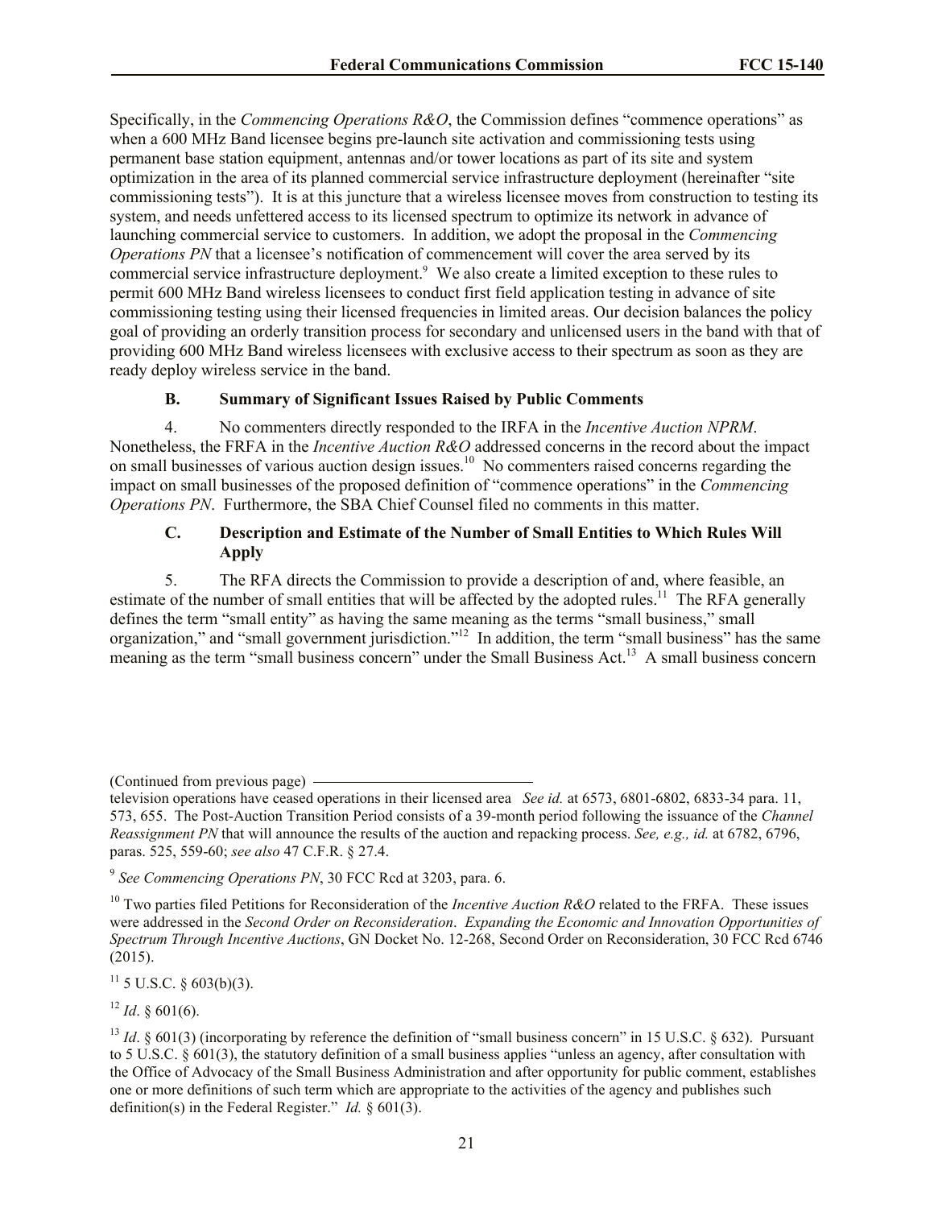Specifically, in the *Commencing Operations R&O*, the Commission defines "commence operations" as when a 600 MHz Band licensee begins pre-launch site activation and commissioning tests using permanent base station equipment, antennas and/or tower locations as part of its site and system optimization in the area of its planned commercial service infrastructure deployment (hereinafter "site commissioning tests"). It is at this juncture that a wireless licensee moves from construction to testing its system, and needs unfettered access to its licensed spectrum to optimize its network in advance of launching commercial service to customers. In addition, we adopt the proposal in the *Commencing Operations PN* that a licensee's notification of commencement will cover the area served by its commercial service infrastructure deployment.[9] We also create a limited exception to these rules to permit 600 MHz Band wireless licensees to conduct first field application testing in advance of site commissioning testing using their licensed frequencies in limited areas. Our decision balances the policy goal of providing an orderly transition process for secondary and unlicensed users in the band with that of providing 600 MHz Band wireless licensees with exclusive access to their spectrum as soon as they are ready deploy wireless service in the band.

### B. Summary of Significant Issues Raised by Public Comments

4. No commenters directly responded to the IRFA in the *Incentive Auction NPRM*. Nonetheless, the FRFA in the *Incentive Auction R&O* addressed concerns in the record about the impact on small businesses of various auction design issues.[10] No commenters raised concerns regarding the impact on small businesses of the proposed definition of "commence operations" in the *Commencing Operations PN*. Furthermore, the SBA Chief Counsel filed no comments in this matter.

### C. Description and Estimate of the Number of Small Entities to Which Rules Will Apply

5. The RFA directs the Commission to provide a description of and, where feasible, an estimate of the number of small entities that will be affected by the adopted rules.[11] The RFA generally defines the term "small entity" as having the same meaning as the terms "small business," small organization," and "small government jurisdiction."[12] In addition, the term "small business" has the same meaning as the term "small business concern" under the Small Business Act.[13] A small business concern

---

(Continued from previous page)
television operations have ceased operations in their licensed area *See id.* at 6573, 6801-6802, 6833-34 para. 11, 573, 655. The Post-Auction Transition Period consists of a 39-month period following the issuance of the *Channel Reassignment PN* that will announce the results of the auction and repacking process. *See, e.g., id.* at 6782, 6796, paras. 525, 559-60; *see also* 47 C.F.R. § 27.4.

[9] *See Commencing Operations PN*, 30 FCC Rcd at 3203, para. 6.

[10] Two parties filed Petitions for Reconsideration of the *Incentive Auction R&O* related to the FRFA. These issues were addressed in the *Second Order on Reconsideration*. *Expanding the Economic and Innovation Opportunities of Spectrum Through Incentive Auctions*, GN Docket No. 12-268, Second Order on Reconsideration, 30 FCC Rcd 6746 (2015).

[11] 5 U.S.C. § 603(b)(3).

[12] *Id*. § 601(6).

[13] *Id*. § 601(3) (incorporating by reference the definition of "small business concern" in 15 U.S.C. § 632). Pursuant to 5 U.S.C. § 601(3), the statutory definition of a small business applies "unless an agency, after consultation with the Office of Advocacy of the Small Business Administration and after opportunity for public comment, establishes one or more definitions of such term which are appropriate to the activities of the agency and publishes such definition(s) in the Federal Register." *Id.* § 601(3).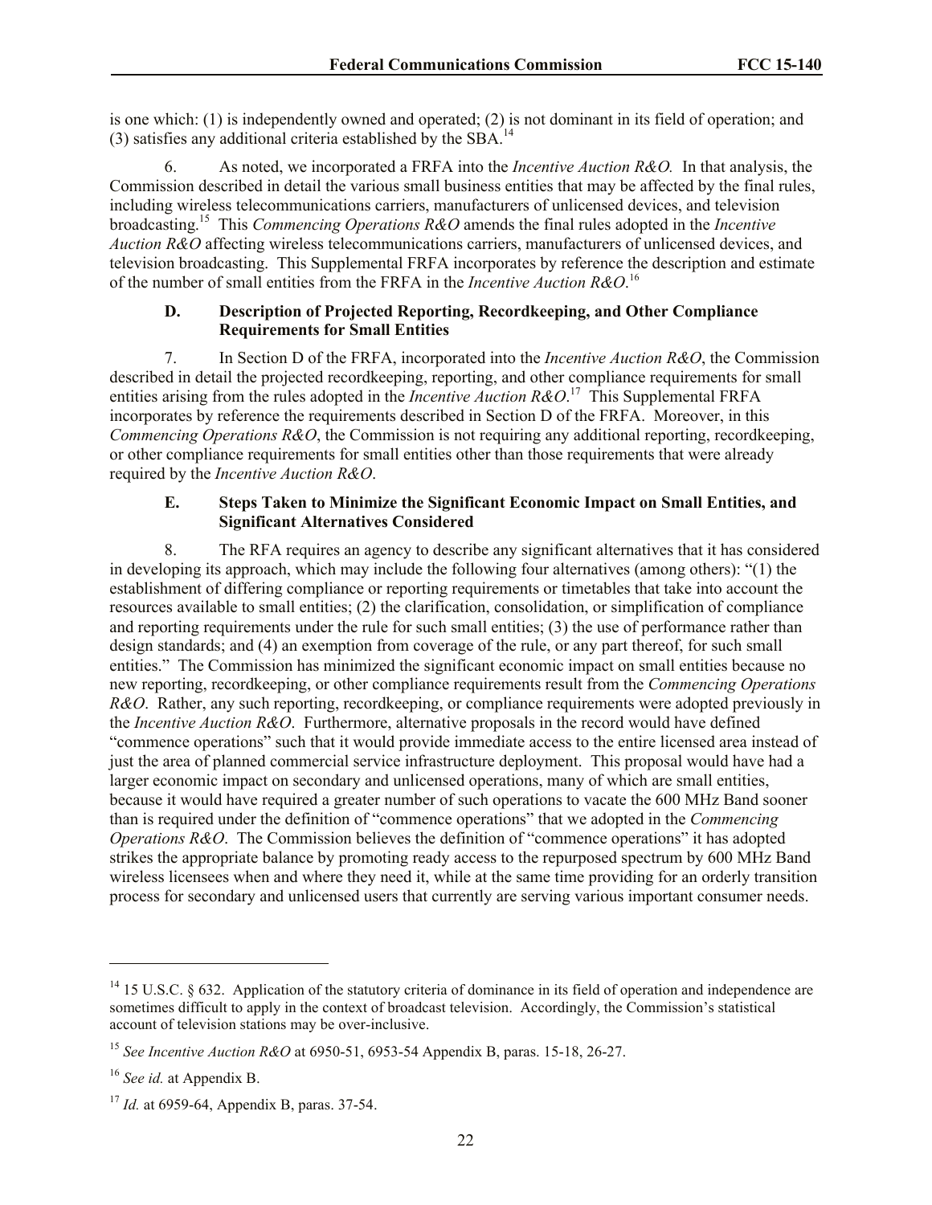is one which: (1) is independently owned and operated; (2) is not dominant in its field of operation; and (3) satisfies any additional criteria established by the SBA.[14]

6. As noted, we incorporated a FRFA into the *Incentive Auction R&O.* In that analysis, the Commission described in detail the various small business entities that may be affected by the final rules, including wireless telecommunications carriers, manufacturers of unlicensed devices, and television broadcasting.[15] This *Commencing Operations R&O* amends the final rules adopted in the *Incentive Auction R&O* affecting wireless telecommunications carriers, manufacturers of unlicensed devices, and television broadcasting. This Supplemental FRFA incorporates by reference the description and estimate of the number of small entities from the FRFA in the *Incentive Auction R&O*.[16]

### D. Description of Projected Reporting, Recordkeeping, and Other Compliance Requirements for Small Entities

7. In Section D of the FRFA, incorporated into the *Incentive Auction R&O*, the Commission described in detail the projected recordkeeping, reporting, and other compliance requirements for small entities arising from the rules adopted in the *Incentive Auction R&O*.[17] This Supplemental FRFA incorporates by reference the requirements described in Section D of the FRFA. Moreover, in this *Commencing Operations R&O*, the Commission is not requiring any additional reporting, recordkeeping, or other compliance requirements for small entities other than those requirements that were already required by the *Incentive Auction R&O*.

### E. Steps Taken to Minimize the Significant Economic Impact on Small Entities, and Significant Alternatives Considered

8. The RFA requires an agency to describe any significant alternatives that it has considered in developing its approach, which may include the following four alternatives (among others): "(1) the establishment of differing compliance or reporting requirements or timetables that take into account the resources available to small entities; (2) the clarification, consolidation, or simplification of compliance and reporting requirements under the rule for such small entities; (3) the use of performance rather than design standards; and (4) an exemption from coverage of the rule, or any part thereof, for such small entities." The Commission has minimized the significant economic impact on small entities because no new reporting, recordkeeping, or other compliance requirements result from the *Commencing Operations R&O*. Rather, any such reporting, recordkeeping, or compliance requirements were adopted previously in the *Incentive Auction R&O*. Furthermore, alternative proposals in the record would have defined "commence operations" such that it would provide immediate access to the entire licensed area instead of just the area of planned commercial service infrastructure deployment. This proposal would have had a larger economic impact on secondary and unlicensed operations, many of which are small entities, because it would have required a greater number of such operations to vacate the 600 MHz Band sooner than is required under the definition of "commence operations" that we adopted in the *Commencing Operations R&O*. The Commission believes the definition of "commence operations" it has adopted strikes the appropriate balance by promoting ready access to the repurposed spectrum by 600 MHz Band wireless licensees when and where they need it, while at the same time providing for an orderly transition process for secondary and unlicensed users that currently are serving various important consumer needs.

---

[14] 15 U.S.C. § 632. Application of the statutory criteria of dominance in its field of operation and independence are sometimes difficult to apply in the context of broadcast television. Accordingly, the Commission's statistical account of television stations may be over-inclusive.

[15] *See Incentive Auction R&O* at 6950-51, 6953-54 Appendix B, paras. 15-18, 26-27.

[16] *See id.* at Appendix B.

[17] *Id.* at 6959-64, Appendix B, paras. 37-54.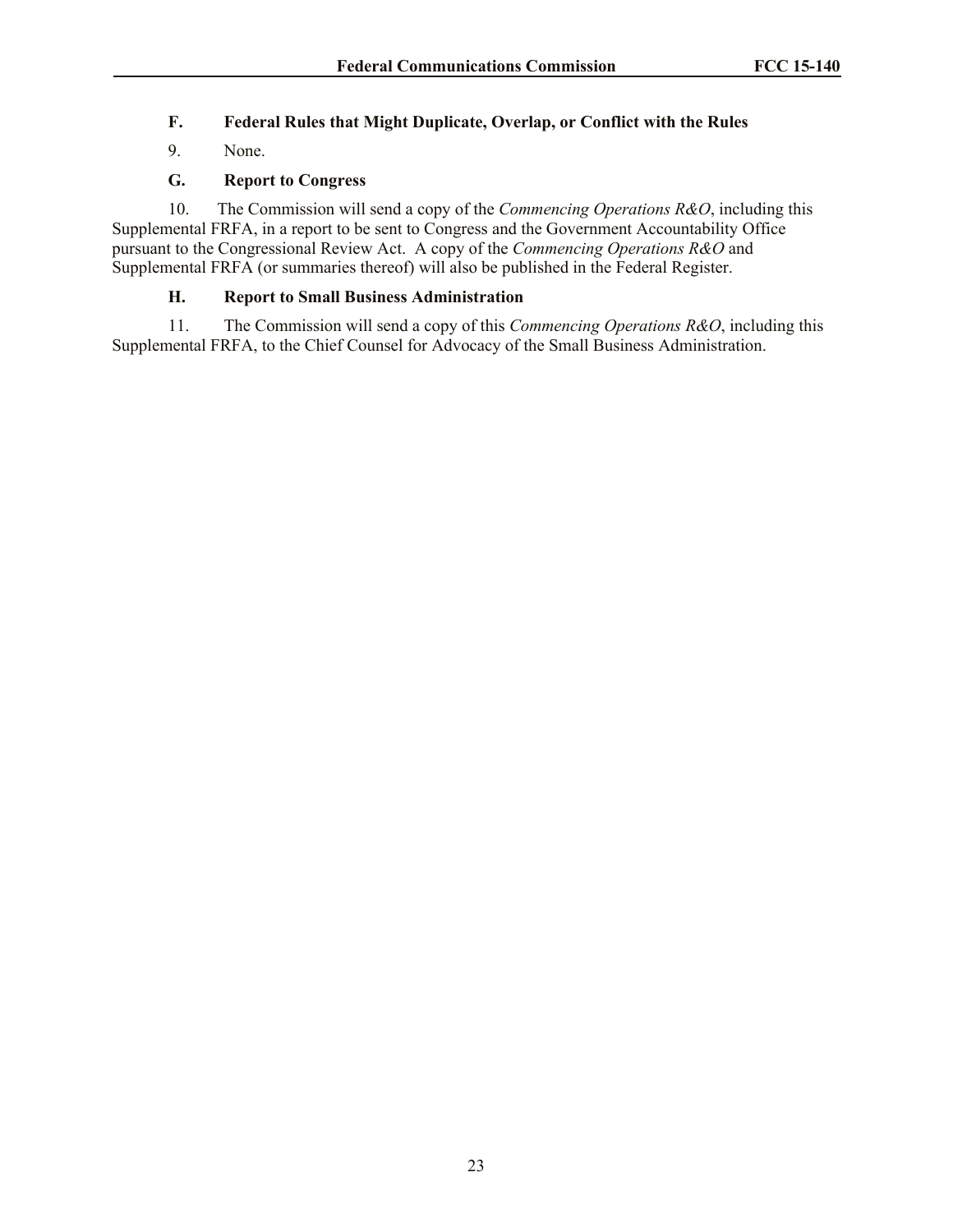### F. Federal Rules that Might Duplicate, Overlap, or Conflict with the Rules

9. None.

### G. Report to Congress

10. The Commission will send a copy of the *Commencing Operations R&O*, including this Supplemental FRFA, in a report to be sent to Congress and the Government Accountability Office pursuant to the Congressional Review Act. A copy of the *Commencing Operations R&O* and Supplemental FRFA (or summaries thereof) will also be published in the Federal Register.

### H. Report to Small Business Administration

11. The Commission will send a copy of this *Commencing Operations R&O*, including this Supplemental FRFA, to the Chief Counsel for Advocacy of the Small Business Administration.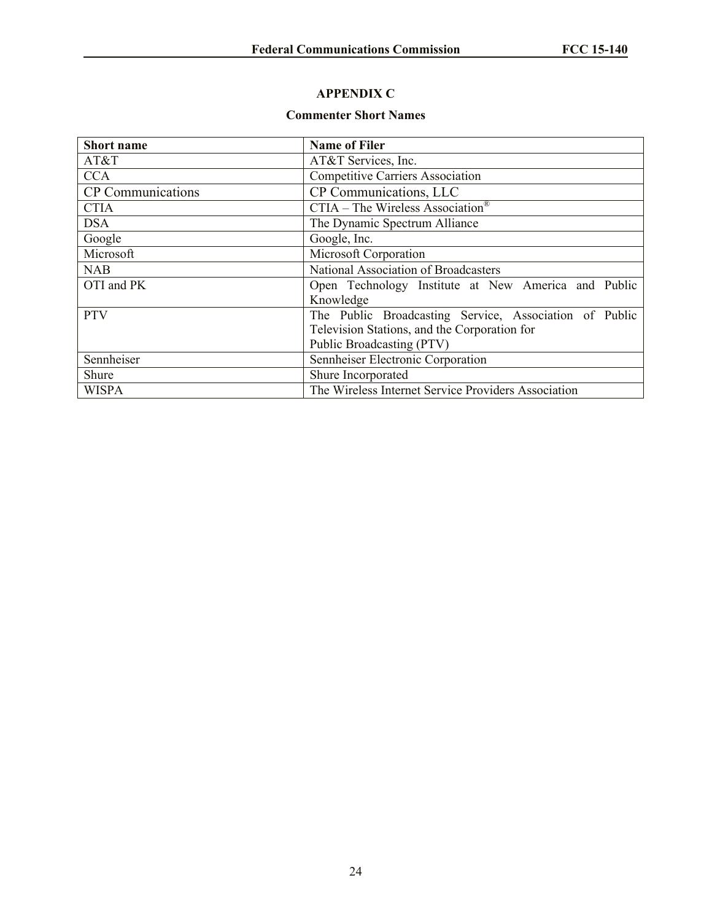# APPENDIX C

## Commenter Short Names

| Short name | Name of Filer |
| --- | --- |
| AT&T | AT&T Services, Inc. |
| CCA | Competitive Carriers Association |
| CP Communications | CP Communications, LLC |
| CTIA | CTIA – The Wireless Association® |
| DSA | The Dynamic Spectrum Alliance |
| Google | Google, Inc. |
| Microsoft | Microsoft Corporation |
| NAB | National Association of Broadcasters |
| OTI and PK | Open Technology Institute at New America and Public Knowledge |
| PTV | The Public Broadcasting Service, Association of Public Television Stations, and the Corporation for Public Broadcasting (PTV) |
| Sennheiser | Sennheiser Electronic Corporation |
| Shure | Shure Incorporated |
| WISPA | The Wireless Internet Service Providers Association |